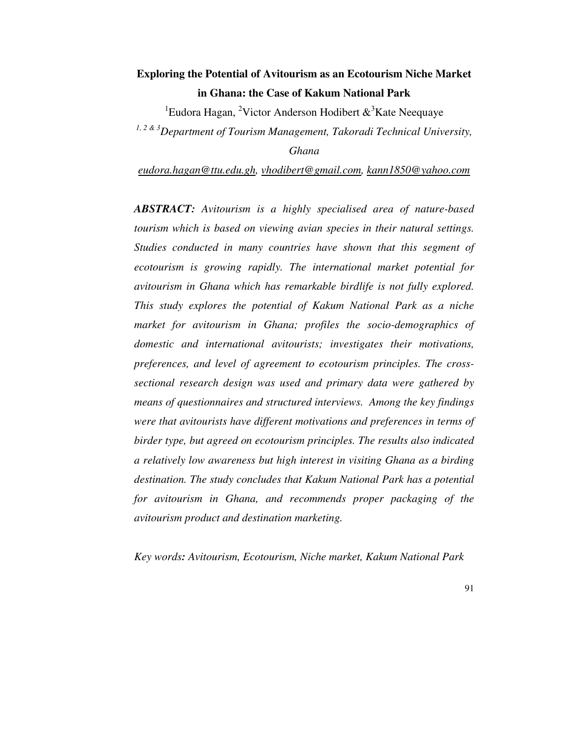# Exploring the Potential of Avitourism as an Ecotourism Niche Market in Ghana: the Case of Kakum National Park

[1]Eudora Hagan, [2]Victor Anderson Hodibert &[3]Kate Neequaye

*[1, 2 & 3]Department of Tourism Management, Takoradi Technical University, Ghana*

eudora.hagan@ttu.edu.gh, vhodibert@gmail.com, kann1850@yahoo.com

***ABSTRACT:*** *Avitourism is a highly specialised area of nature-based tourism which is based on viewing avian species in their natural settings. Studies conducted in many countries have shown that this segment of ecotourism is growing rapidly. The international market potential for avitourism in Ghana which has remarkable birdlife is not fully explored. This study explores the potential of Kakum National Park as a niche market for avitourism in Ghana; profiles the socio-demographics of domestic and international avitourists; investigates their motivations, preferences, and level of agreement to ecotourism principles. The cross-sectional research design was used and primary data were gathered by means of questionnaires and structured interviews. Among the key findings were that avitourists have different motivations and preferences in terms of birder type, but agreed on ecotourism principles. The results also indicated a relatively low awareness but high interest in visiting Ghana as a birding destination. The study concludes that Kakum National Park has a potential for avitourism in Ghana, and recommends proper packaging of the avitourism product and destination marketing.*

*Key words**:** Avitourism, Ecotourism, Niche market, Kakum National Park*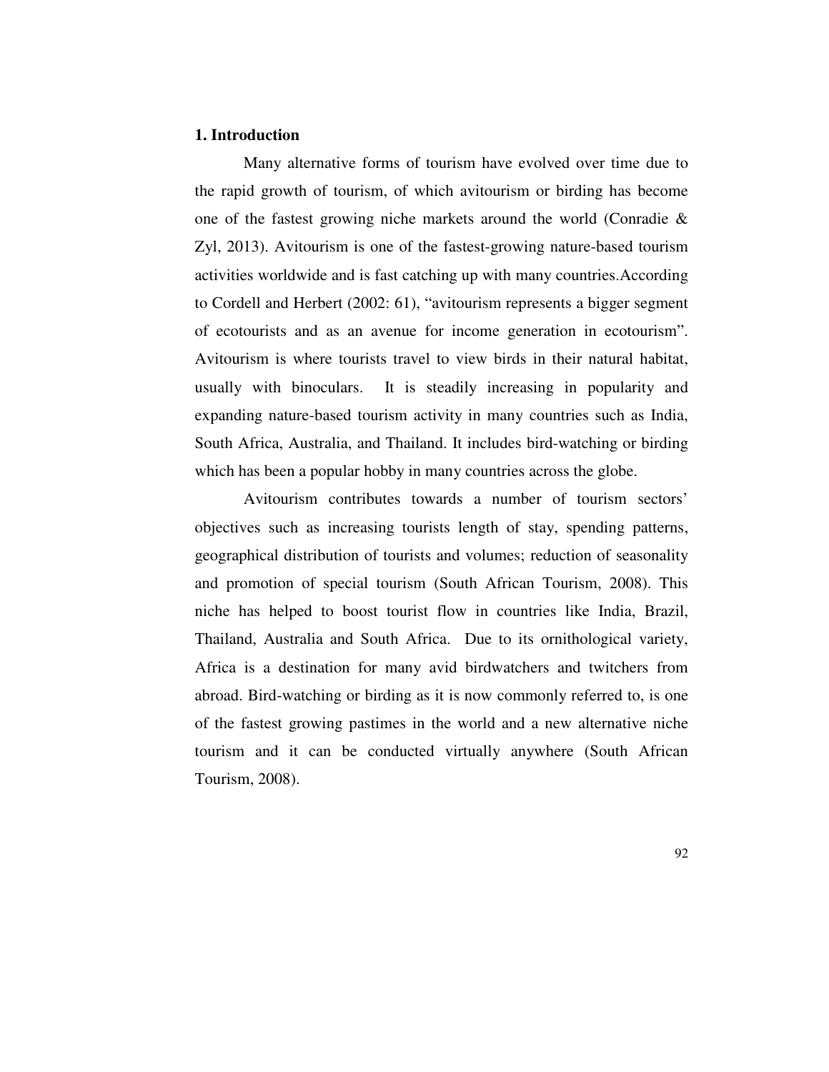## 1. Introduction

Many alternative forms of tourism have evolved over time due to the rapid growth of tourism, of which avitourism or birding has become one of the fastest growing niche markets around the world (Conradie & Zyl, 2013). Avitourism is one of the fastest-growing nature-based tourism activities worldwide and is fast catching up with many countries.According to Cordell and Herbert (2002: 61), "avitourism represents a bigger segment of ecotourists and as an avenue for income generation in ecotourism". Avitourism is where tourists travel to view birds in their natural habitat, usually with binoculars. It is steadily increasing in popularity and expanding nature-based tourism activity in many countries such as India, South Africa, Australia, and Thailand. It includes bird-watching or birding which has been a popular hobby in many countries across the globe.

Avitourism contributes towards a number of tourism sectors' objectives such as increasing tourists length of stay, spending patterns, geographical distribution of tourists and volumes; reduction of seasonality and promotion of special tourism (South African Tourism, 2008). This niche has helped to boost tourist flow in countries like India, Brazil, Thailand, Australia and South Africa. Due to its ornithological variety, Africa is a destination for many avid birdwatchers and twitchers from abroad. Bird-watching or birding as it is now commonly referred to, is one of the fastest growing pastimes in the world and a new alternative niche tourism and it can be conducted virtually anywhere (South African Tourism, 2008).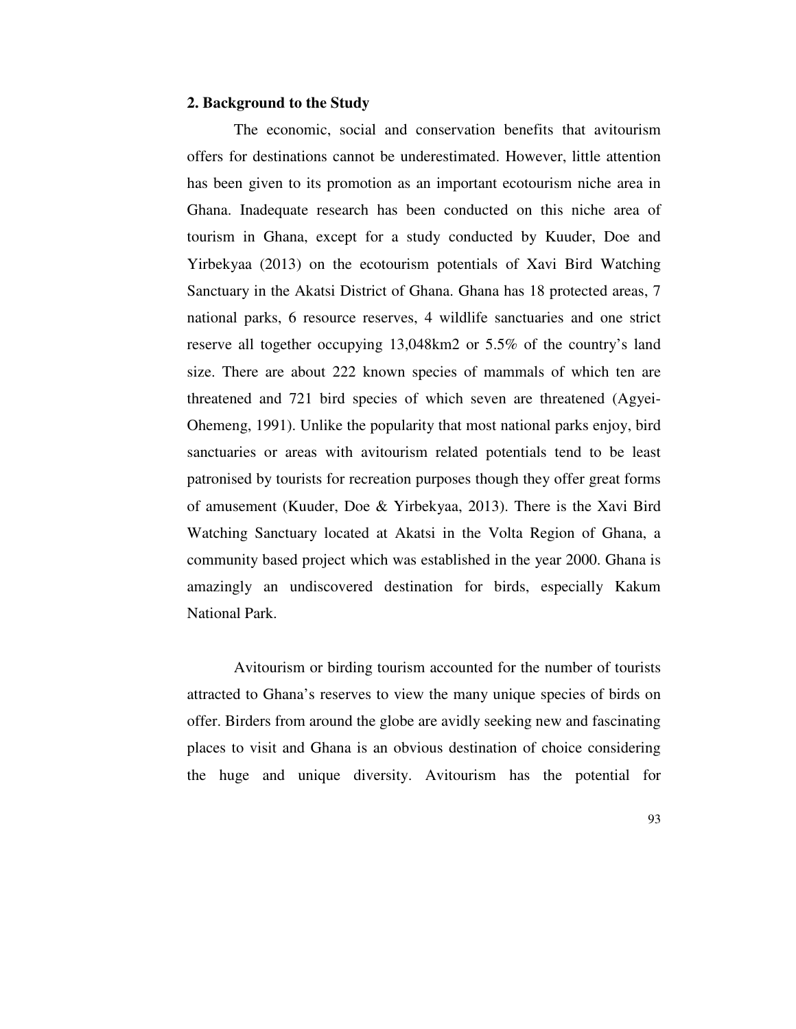## 2. Background to the Study

The economic, social and conservation benefits that avitourism offers for destinations cannot be underestimated. However, little attention has been given to its promotion as an important ecotourism niche area in Ghana. Inadequate research has been conducted on this niche area of tourism in Ghana, except for a study conducted by Kuuder, Doe and Yirbekyaa (2013) on the ecotourism potentials of Xavi Bird Watching Sanctuary in the Akatsi District of Ghana. Ghana has 18 protected areas, 7 national parks, 6 resource reserves, 4 wildlife sanctuaries and one strict reserve all together occupying 13,048km2 or 5.5% of the country's land size. There are about 222 known species of mammals of which ten are threatened and 721 bird species of which seven are threatened (Agyei-Ohemeng, 1991). Unlike the popularity that most national parks enjoy, bird sanctuaries or areas with avitourism related potentials tend to be least patronised by tourists for recreation purposes though they offer great forms of amusement (Kuuder, Doe & Yirbekyaa, 2013). There is the Xavi Bird Watching Sanctuary located at Akatsi in the Volta Region of Ghana, a community based project which was established in the year 2000. Ghana is amazingly an undiscovered destination for birds, especially Kakum National Park.

Avitourism or birding tourism accounted for the number of tourists attracted to Ghana's reserves to view the many unique species of birds on offer. Birders from around the globe are avidly seeking new and fascinating places to visit and Ghana is an obvious destination of choice considering the huge and unique diversity. Avitourism has the potential for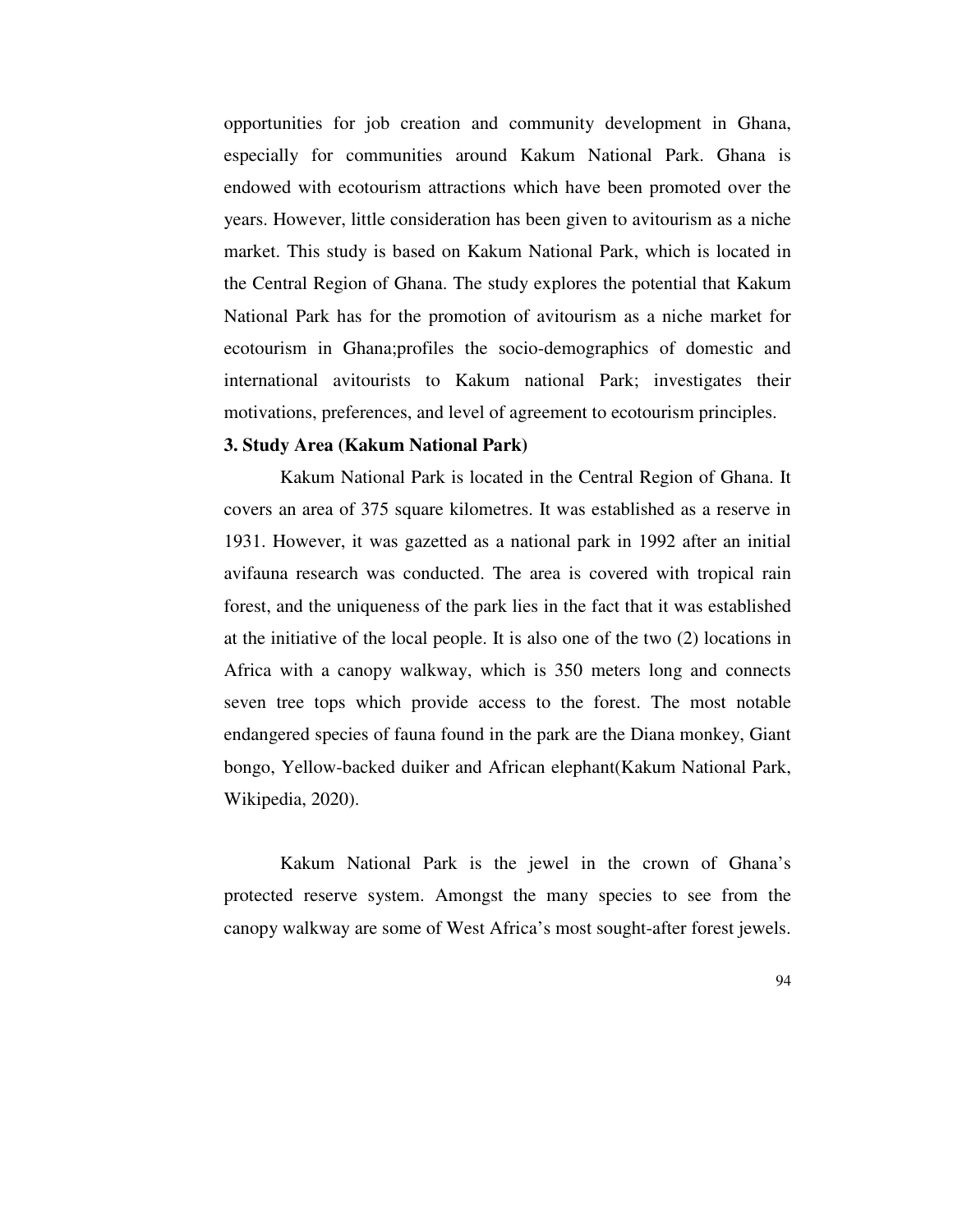opportunities for job creation and community development in Ghana, especially for communities around Kakum National Park. Ghana is endowed with ecotourism attractions which have been promoted over the years. However, little consideration has been given to avitourism as a niche market. This study is based on Kakum National Park, which is located in the Central Region of Ghana. The study explores the potential that Kakum National Park has for the promotion of avitourism as a niche market for ecotourism in Ghana;profiles the socio-demographics of domestic and international avitourists to Kakum national Park; investigates their motivations, preferences, and level of agreement to ecotourism principles.

### 3. Study Area (Kakum National Park)

Kakum National Park is located in the Central Region of Ghana. It covers an area of 375 square kilometres. It was established as a reserve in 1931. However, it was gazetted as a national park in 1992 after an initial avifauna research was conducted. The area is covered with tropical rain forest, and the uniqueness of the park lies in the fact that it was established at the initiative of the local people. It is also one of the two (2) locations in Africa with a canopy walkway, which is 350 meters long and connects seven tree tops which provide access to the forest. The most notable endangered species of fauna found in the park are the Diana monkey, Giant bongo, Yellow-backed duiker and African elephant(Kakum National Park, Wikipedia, 2020).

Kakum National Park is the jewel in the crown of Ghana's protected reserve system. Amongst the many species to see from the canopy walkway are some of West Africa's most sought-after forest jewels.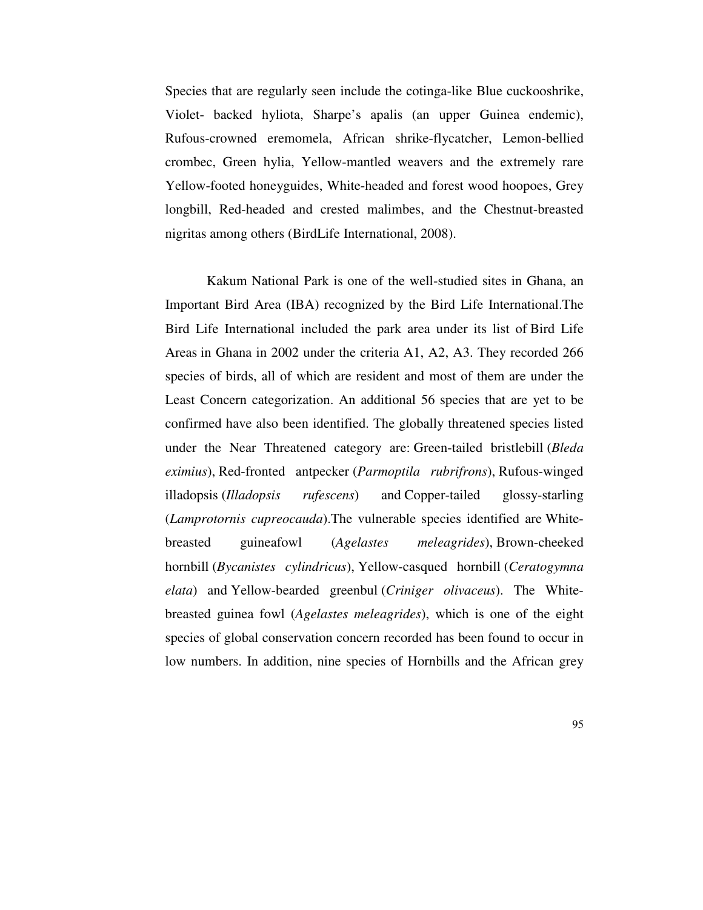Species that are regularly seen include the cotinga-like Blue cuckooshrike, Violet- backed hyliota, Sharpe's apalis (an upper Guinea endemic), Rufous-crowned eremomela, African shrike-flycatcher, Lemon-bellied crombec, Green hylia, Yellow-mantled weavers and the extremely rare Yellow-footed honeyguides, White-headed and forest wood hoopoes, Grey longbill, Red-headed and crested malimbes, and the Chestnut-breasted nigritas among others (BirdLife International, 2008).

Kakum National Park is one of the well-studied sites in Ghana, an Important Bird Area (IBA) recognized by the Bird Life International.The Bird Life International included the park area under its list of Bird Life Areas in Ghana in 2002 under the criteria A1, A2, A3. They recorded 266 species of birds, all of which are resident and most of them are under the Least Concern categorization. An additional 56 species that are yet to be confirmed have also been identified. The globally threatened species listed under the Near Threatened category are: Green-tailed bristlebill (*Bleda eximius*), Red-fronted antpecker (*Parmoptila rubrifrons*), Rufous-winged illadopsis (*Illadopsis rufescens*) and Copper-tailed glossy-starling (*Lamprotornis cupreocauda*).The vulnerable species identified are White-breasted guineafowl (*Agelastes meleagrides*), Brown-cheeked hornbill (*Bycanistes cylindricus*), Yellow-casqued hornbill (*Ceratogymna elata*) and Yellow-bearded greenbul (*Criniger olivaceus*). The White-breasted guinea fowl (*Agelastes meleagrides*), which is one of the eight species of global conservation concern recorded has been found to occur in low numbers. In addition, nine species of Hornbills and the African grey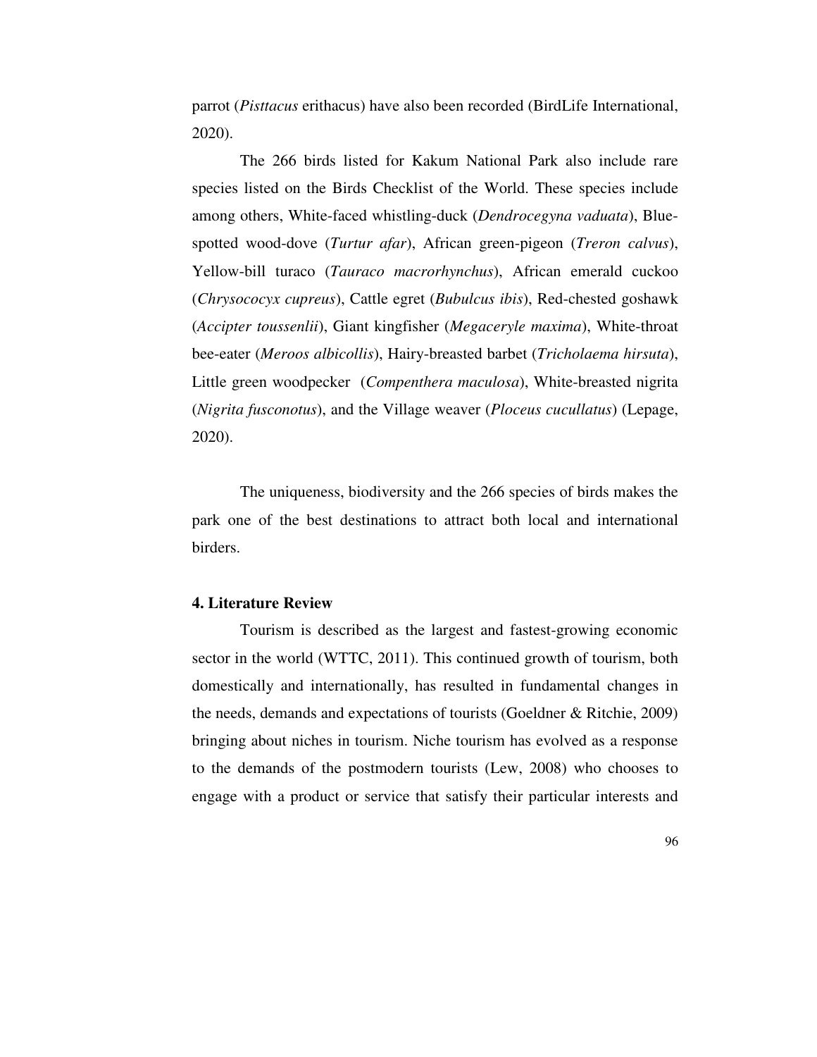parrot (*Pisttacus* erithacus) have also been recorded (BirdLife International, 2020).

The 266 birds listed for Kakum National Park also include rare species listed on the Birds Checklist of the World. These species include among others, White-faced whistling-duck (*Dendrocegyna vaduata*), Blue-spotted wood-dove (*Turtur afar*), African green-pigeon (*Treron calvus*), Yellow-bill turaco (*Tauraco macrorhynchus*), African emerald cuckoo (*Chrysococyx cupreus*), Cattle egret (*Bubulcus ibis*), Red-chested goshawk (*Accipter toussenlii*), Giant kingfisher (*Megaceryle maxima*), White-throat bee-eater (*Meroos albicollis*), Hairy-breasted barbet (*Tricholaema hirsuta*), Little green woodpecker (*Compenthera maculosa*), White-breasted nigrita (*Nigrita fusconotus*), and the Village weaver (*Ploceus cucullatus*) (Lepage, 2020).

The uniqueness, biodiversity and the 266 species of birds makes the park one of the best destinations to attract both local and international birders.

## 4. Literature Review

Tourism is described as the largest and fastest-growing economic sector in the world (WTTC, 2011). This continued growth of tourism, both domestically and internationally, has resulted in fundamental changes in the needs, demands and expectations of tourists (Goeldner & Ritchie, 2009) bringing about niches in tourism. Niche tourism has evolved as a response to the demands of the postmodern tourists (Lew, 2008) who chooses to engage with a product or service that satisfy their particular interests and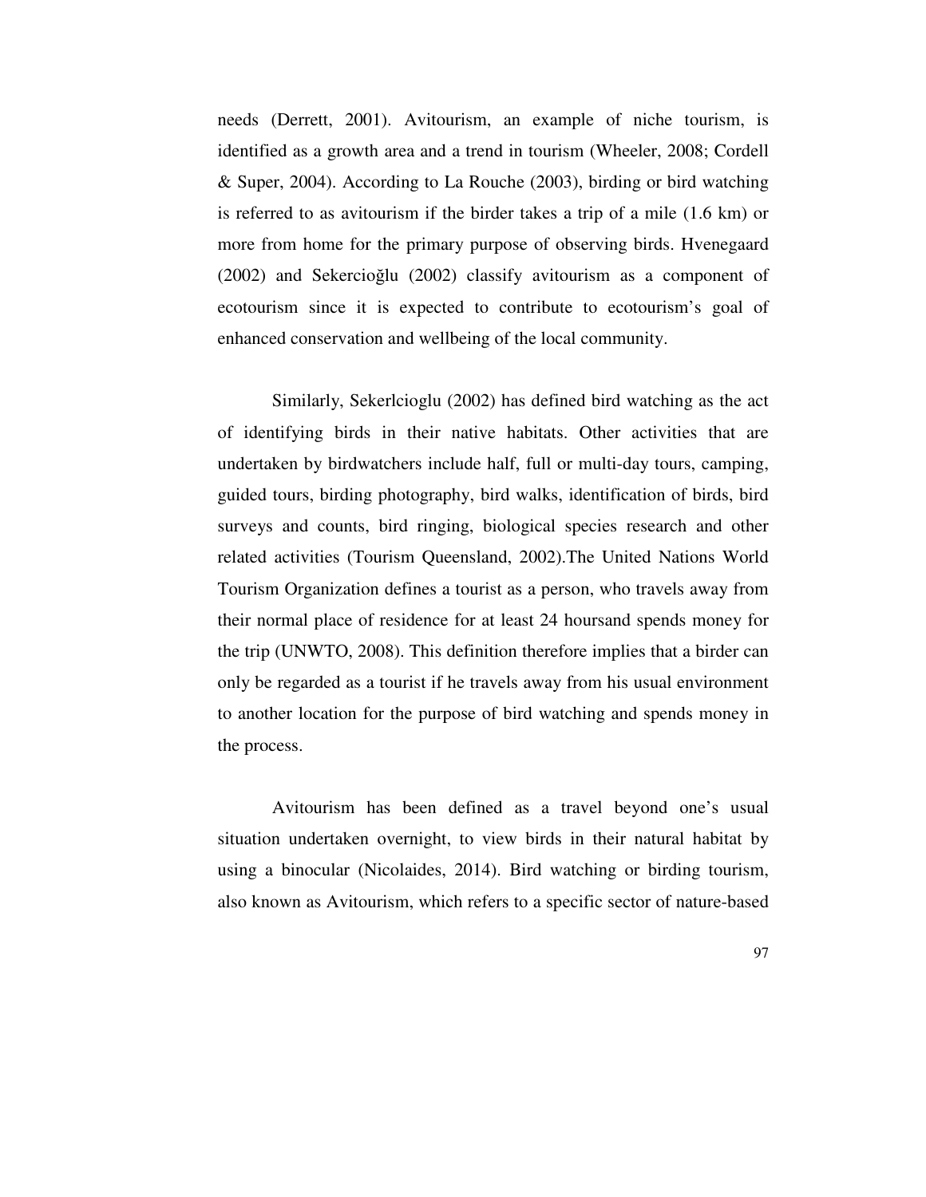needs (Derrett, 2001). Avitourism, an example of niche tourism, is identified as a growth area and a trend in tourism (Wheeler, 2008; Cordell & Super, 2004). According to La Rouche (2003), birding or bird watching is referred to as avitourism if the birder takes a trip of a mile (1.6 km) or more from home for the primary purpose of observing birds. Hvenegaard (2002) and Sekercioğlu (2002) classify avitourism as a component of ecotourism since it is expected to contribute to ecotourism's goal of enhanced conservation and wellbeing of the local community.

Similarly, Sekerlcioglu (2002) has defined bird watching as the act of identifying birds in their native habitats. Other activities that are undertaken by birdwatchers include half, full or multi-day tours, camping, guided tours, birding photography, bird walks, identification of birds, bird surveys and counts, bird ringing, biological species research and other related activities (Tourism Queensland, 2002).The United Nations World Tourism Organization defines a tourist as a person, who travels away from their normal place of residence for at least 24 hoursand spends money for the trip (UNWTO, 2008). This definition therefore implies that a birder can only be regarded as a tourist if he travels away from his usual environment to another location for the purpose of bird watching and spends money in the process.

Avitourism has been defined as a travel beyond one's usual situation undertaken overnight, to view birds in their natural habitat by using a binocular (Nicolaides, 2014). Bird watching or birding tourism, also known as Avitourism, which refers to a specific sector of nature-based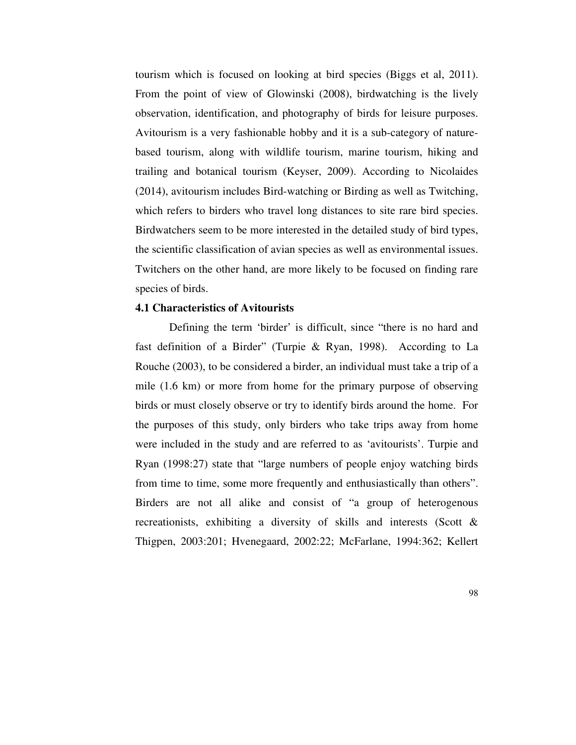tourism which is focused on looking at bird species (Biggs et al, 2011). From the point of view of Glowinski (2008), birdwatching is the lively observation, identification, and photography of birds for leisure purposes. Avitourism is a very fashionable hobby and it is a sub-category of nature-based tourism, along with wildlife tourism, marine tourism, hiking and trailing and botanical tourism (Keyser, 2009). According to Nicolaides (2014), avitourism includes Bird-watching or Birding as well as Twitching, which refers to birders who travel long distances to site rare bird species. Birdwatchers seem to be more interested in the detailed study of bird types, the scientific classification of avian species as well as environmental issues. Twitchers on the other hand, are more likely to be focused on finding rare species of birds.

### 4.1 Characteristics of Avitourists

Defining the term 'birder' is difficult, since "there is no hard and fast definition of a Birder" (Turpie & Ryan, 1998). According to La Rouche (2003), to be considered a birder, an individual must take a trip of a mile (1.6 km) or more from home for the primary purpose of observing birds or must closely observe or try to identify birds around the home. For the purposes of this study, only birders who take trips away from home were included in the study and are referred to as 'avitourists'. Turpie and Ryan (1998:27) state that "large numbers of people enjoy watching birds from time to time, some more frequently and enthusiastically than others". Birders are not all alike and consist of "a group of heterogenous recreationists, exhibiting a diversity of skills and interests (Scott & Thigpen, 2003:201; Hvenegaard, 2002:22; McFarlane, 1994:362; Kellert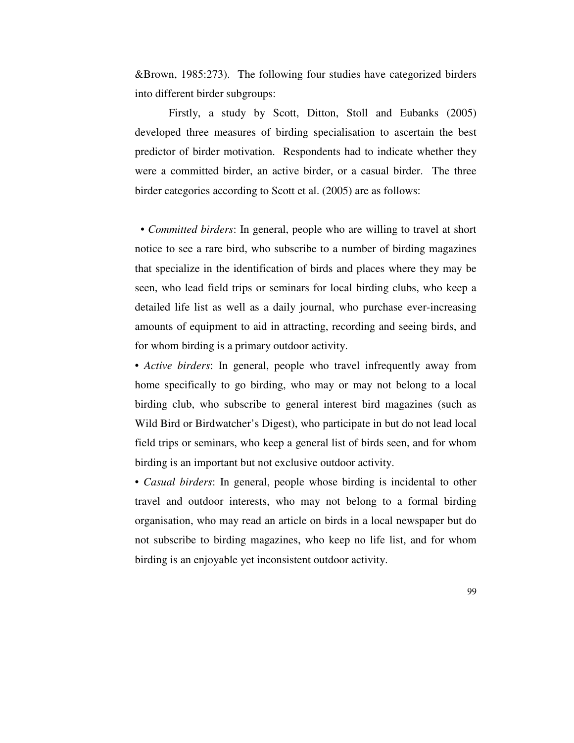&Brown, 1985:273). The following four studies have categorized birders into different birder subgroups:

Firstly, a study by Scott, Ditton, Stoll and Eubanks (2005) developed three measures of birding specialisation to ascertain the best predictor of birder motivation. Respondents had to indicate whether they were a committed birder, an active birder, or a casual birder. The three birder categories according to Scott et al. (2005) are as follows:

- *Committed birders*: In general, people who are willing to travel at short notice to see a rare bird, who subscribe to a number of birding magazines that specialize in the identification of birds and places where they may be seen, who lead field trips or seminars for local birding clubs, who keep a detailed life list as well as a daily journal, who purchase ever-increasing amounts of equipment to aid in attracting, recording and seeing birds, and for whom birding is a primary outdoor activity.
- *Active birders*: In general, people who travel infrequently away from home specifically to go birding, who may or may not belong to a local birding club, who subscribe to general interest bird magazines (such as Wild Bird or Birdwatcher's Digest), who participate in but do not lead local field trips or seminars, who keep a general list of birds seen, and for whom birding is an important but not exclusive outdoor activity.
- *Casual birders*: In general, people whose birding is incidental to other travel and outdoor interests, who may not belong to a formal birding organisation, who may read an article on birds in a local newspaper but do not subscribe to birding magazines, who keep no life list, and for whom birding is an enjoyable yet inconsistent outdoor activity.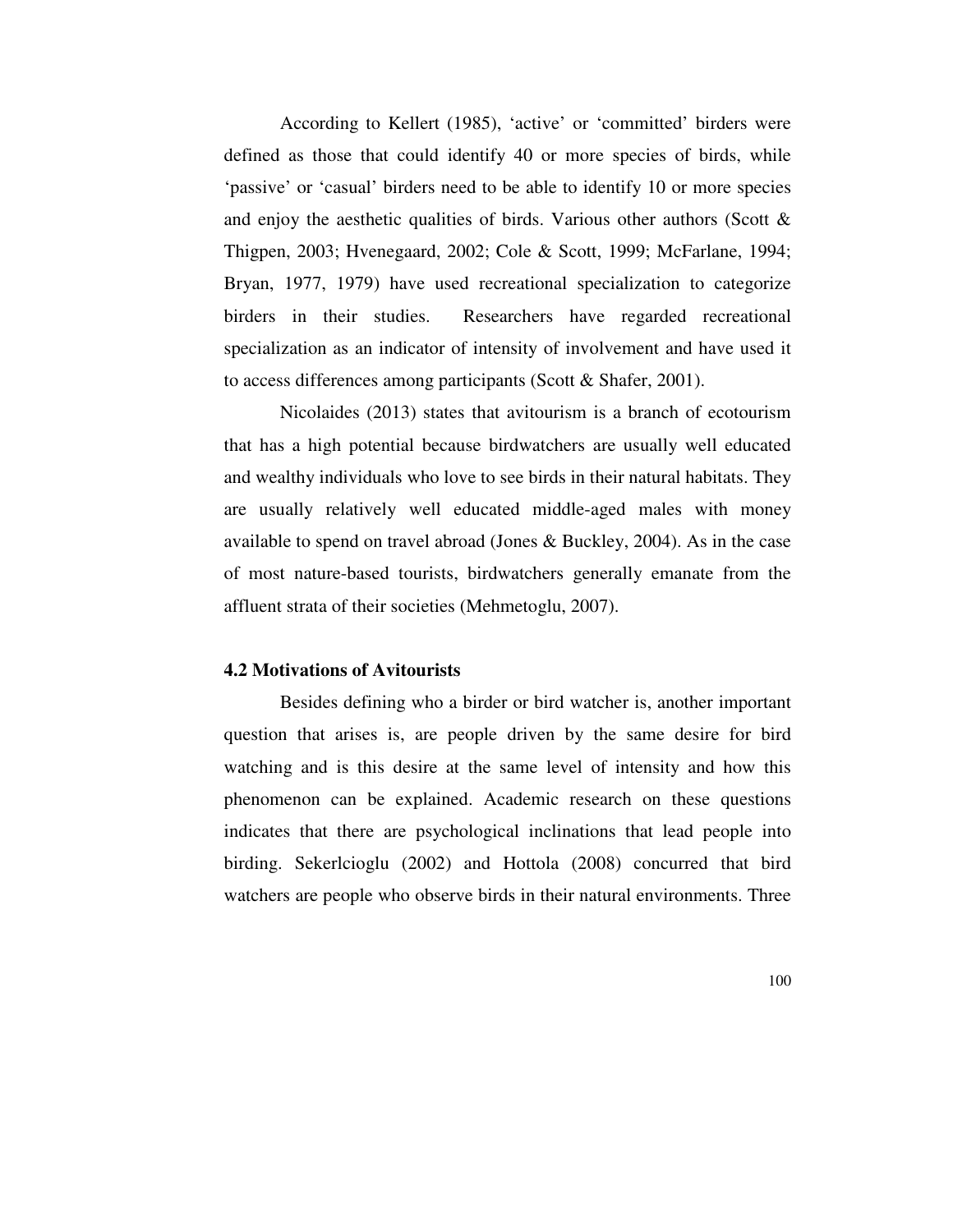According to Kellert (1985), 'active' or 'committed' birders were defined as those that could identify 40 or more species of birds, while 'passive' or 'casual' birders need to be able to identify 10 or more species and enjoy the aesthetic qualities of birds. Various other authors (Scott & Thigpen, 2003; Hvenegaard, 2002; Cole & Scott, 1999; McFarlane, 1994; Bryan, 1977, 1979) have used recreational specialization to categorize birders in their studies. Researchers have regarded recreational specialization as an indicator of intensity of involvement and have used it to access differences among participants (Scott & Shafer, 2001).

Nicolaides (2013) states that avitourism is a branch of ecotourism that has a high potential because birdwatchers are usually well educated and wealthy individuals who love to see birds in their natural habitats. They are usually relatively well educated middle-aged males with money available to spend on travel abroad (Jones & Buckley, 2004). As in the case of most nature-based tourists, birdwatchers generally emanate from the affluent strata of their societies (Mehmetoglu, 2007).

### 4.2 Motivations of Avitourists

Besides defining who a birder or bird watcher is, another important question that arises is, are people driven by the same desire for bird watching and is this desire at the same level of intensity and how this phenomenon can be explained. Academic research on these questions indicates that there are psychological inclinations that lead people into birding. Sekerlcioglu (2002) and Hottola (2008) concurred that bird watchers are people who observe birds in their natural environments. Three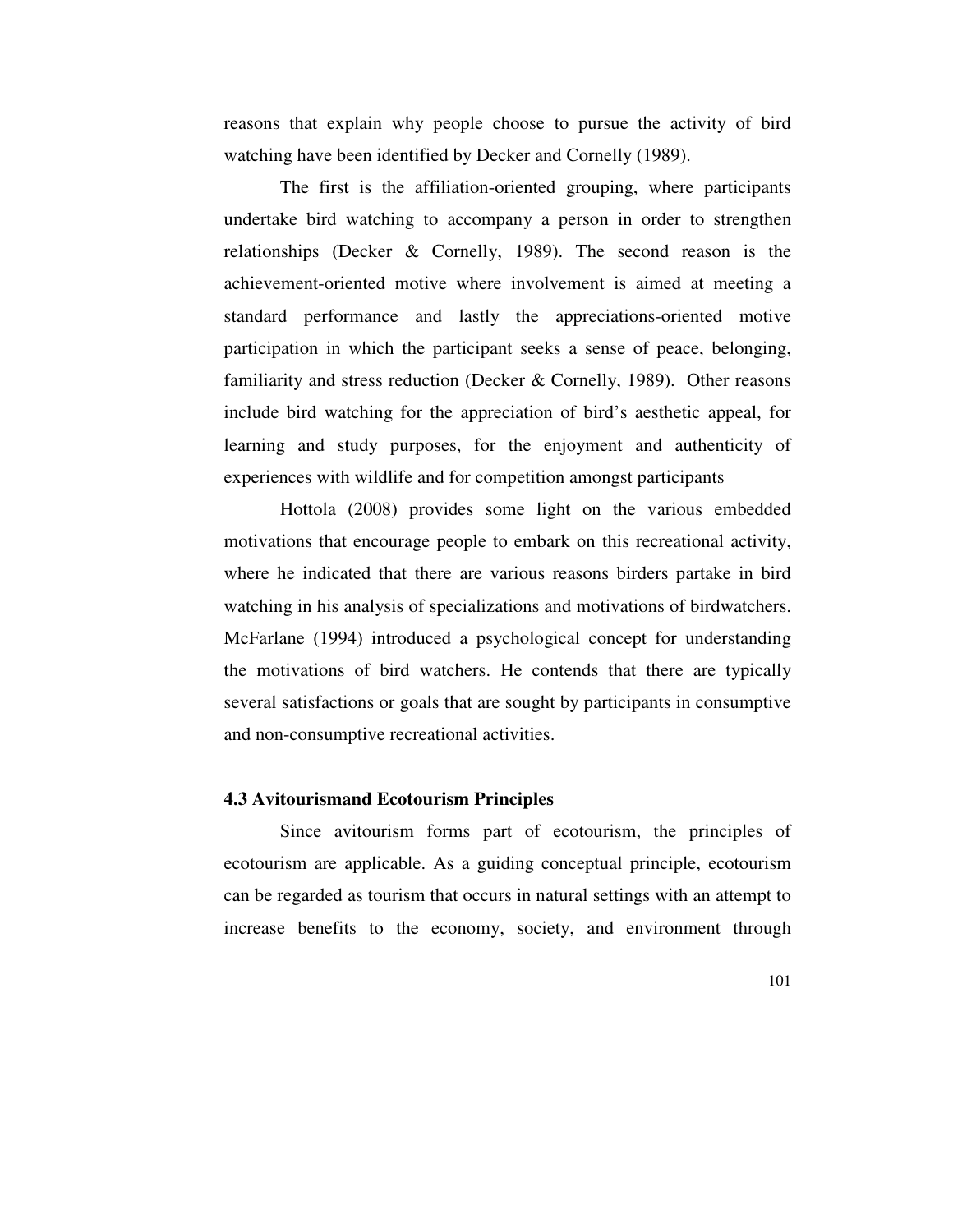reasons that explain why people choose to pursue the activity of bird watching have been identified by Decker and Cornelly (1989).

The first is the affiliation-oriented grouping, where participants undertake bird watching to accompany a person in order to strengthen relationships (Decker & Cornelly, 1989). The second reason is the achievement-oriented motive where involvement is aimed at meeting a standard performance and lastly the appreciations-oriented motive participation in which the participant seeks a sense of peace, belonging, familiarity and stress reduction (Decker & Cornelly, 1989). Other reasons include bird watching for the appreciation of bird's aesthetic appeal, for learning and study purposes, for the enjoyment and authenticity of experiences with wildlife and for competition amongst participants

Hottola (2008) provides some light on the various embedded motivations that encourage people to embark on this recreational activity, where he indicated that there are various reasons birders partake in bird watching in his analysis of specializations and motivations of birdwatchers. McFarlane (1994) introduced a psychological concept for understanding the motivations of bird watchers. He contends that there are typically several satisfactions or goals that are sought by participants in consumptive and non-consumptive recreational activities.

### 4.3 Avitourismand Ecotourism Principles

Since avitourism forms part of ecotourism, the principles of ecotourism are applicable. As a guiding conceptual principle, ecotourism can be regarded as tourism that occurs in natural settings with an attempt to increase benefits to the economy, society, and environment through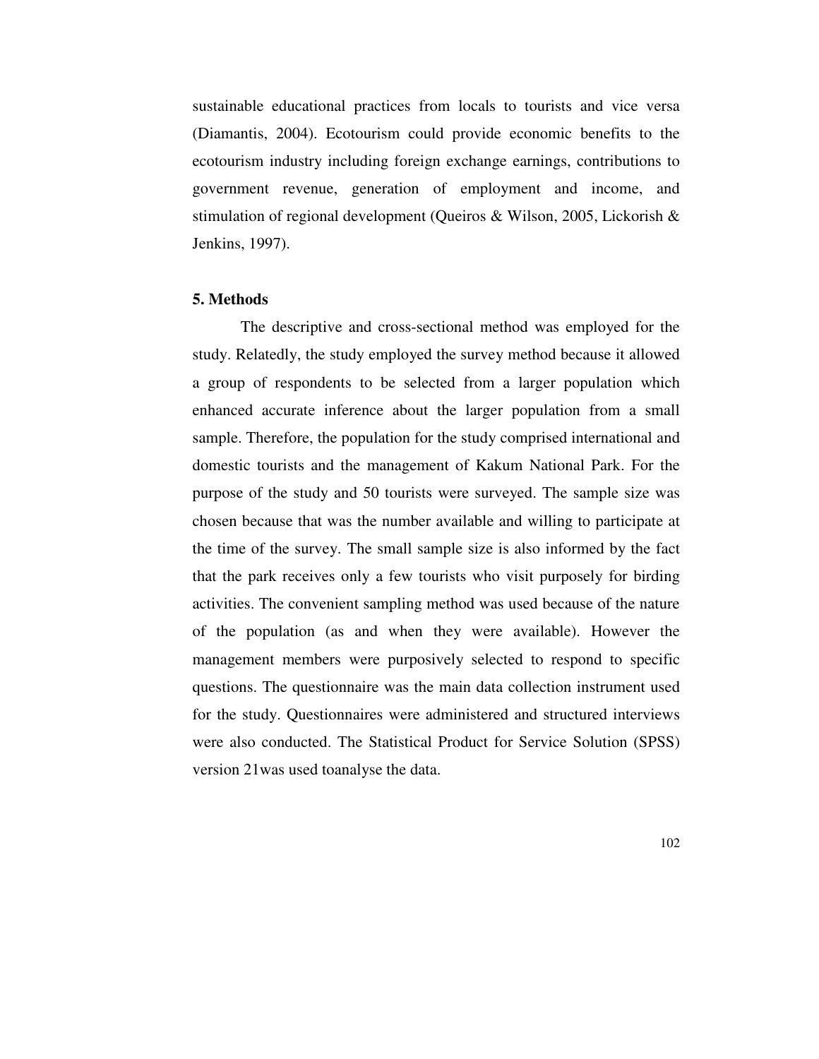sustainable educational practices from locals to tourists and vice versa (Diamantis, 2004). Ecotourism could provide economic benefits to the ecotourism industry including foreign exchange earnings, contributions to government revenue, generation of employment and income, and stimulation of regional development (Queiros & Wilson, 2005, Lickorish & Jenkins, 1997).

## 5. Methods

The descriptive and cross-sectional method was employed for the study. Relatedly, the study employed the survey method because it allowed a group of respondents to be selected from a larger population which enhanced accurate inference about the larger population from a small sample. Therefore, the population for the study comprised international and domestic tourists and the management of Kakum National Park. For the purpose of the study and 50 tourists were surveyed. The sample size was chosen because that was the number available and willing to participate at the time of the survey. The small sample size is also informed by the fact that the park receives only a few tourists who visit purposely for birding activities. The convenient sampling method was used because of the nature of the population (as and when they were available). However the management members were purposively selected to respond to specific questions. The questionnaire was the main data collection instrument used for the study. Questionnaires were administered and structured interviews were also conducted. The Statistical Product for Service Solution (SPSS) version 21was used toanalyse the data.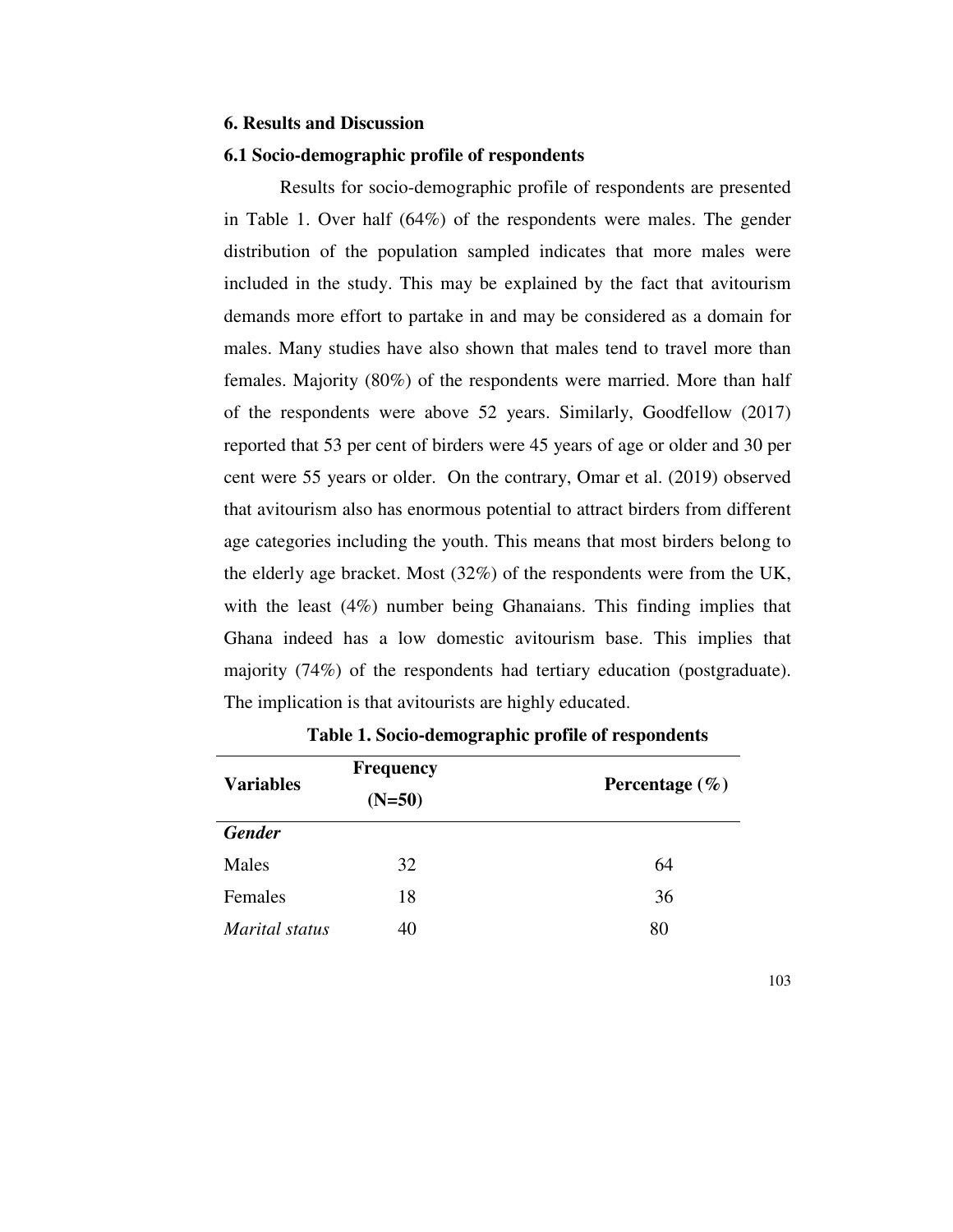## 6. Results and Discussion

### 6.1 Socio-demographic profile of respondents

Results for socio-demographic profile of respondents are presented in Table 1. Over half (64%) of the respondents were males. The gender distribution of the population sampled indicates that more males were included in the study. This may be explained by the fact that avitourism demands more effort to partake in and may be considered as a domain for males. Many studies have also shown that males tend to travel more than females. Majority (80%) of the respondents were married. More than half of the respondents were above 52 years. Similarly, Goodfellow (2017) reported that 53 per cent of birders were 45 years of age or older and 30 per cent were 55 years or older. On the contrary, Omar et al. (2019) observed that avitourism also has enormous potential to attract birders from different age categories including the youth. This means that most birders belong to the elderly age bracket. Most (32%) of the respondents were from the UK, with the least (4%) number being Ghanaians. This finding implies that Ghana indeed has a low domestic avitourism base. This implies that majority (74%) of the respondents had tertiary education (postgraduate). The implication is that avitourists are highly educated.

**Table 1. Socio-demographic profile of respondents**

| Variables | Frequency (N=50) | Percentage (%) |
|---|---|---|
| ***Gender*** | | |
| Males | 32 | 64 |
| Females | 18 | 36 |
| *Marital status* | 40 | 80 |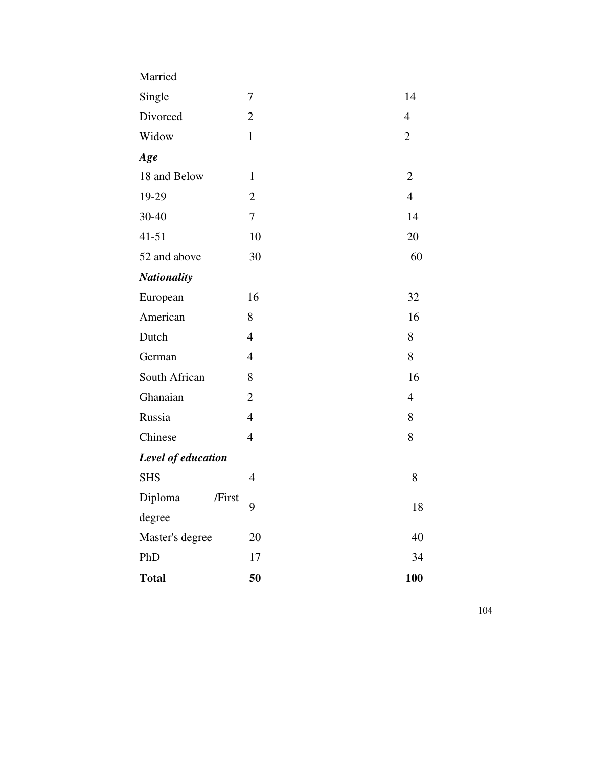| | | |
|---|---|---|
| Married | | |
| Single | 7 | 14 |
| Divorced | 2 | 4 |
| Widow | 1 | 2 |
| ***Age*** | | |
| 18 and Below | 1 | 2 |
| 19-29 | 2 | 4 |
| 30-40 | 7 | 14 |
| 41-51 | 10 | 20 |
| 52 and above | 30 | 60 |
| ***Nationality*** | | |
| European | 16 | 32 |
| American | 8 | 16 |
| Dutch | 4 | 8 |
| German | 4 | 8 |
| South African | 8 | 16 |
| Ghanaian | 2 | 4 |
| Russia | 4 | 8 |
| Chinese | 4 | 8 |
| ***Level of education*** | | |
| SHS | 4 | 8 |
| Diploma /First degree | 9 | 18 |
| Master's degree | 20 | 40 |
| PhD | 17 | 34 |
| **Total** | **50** | **100** |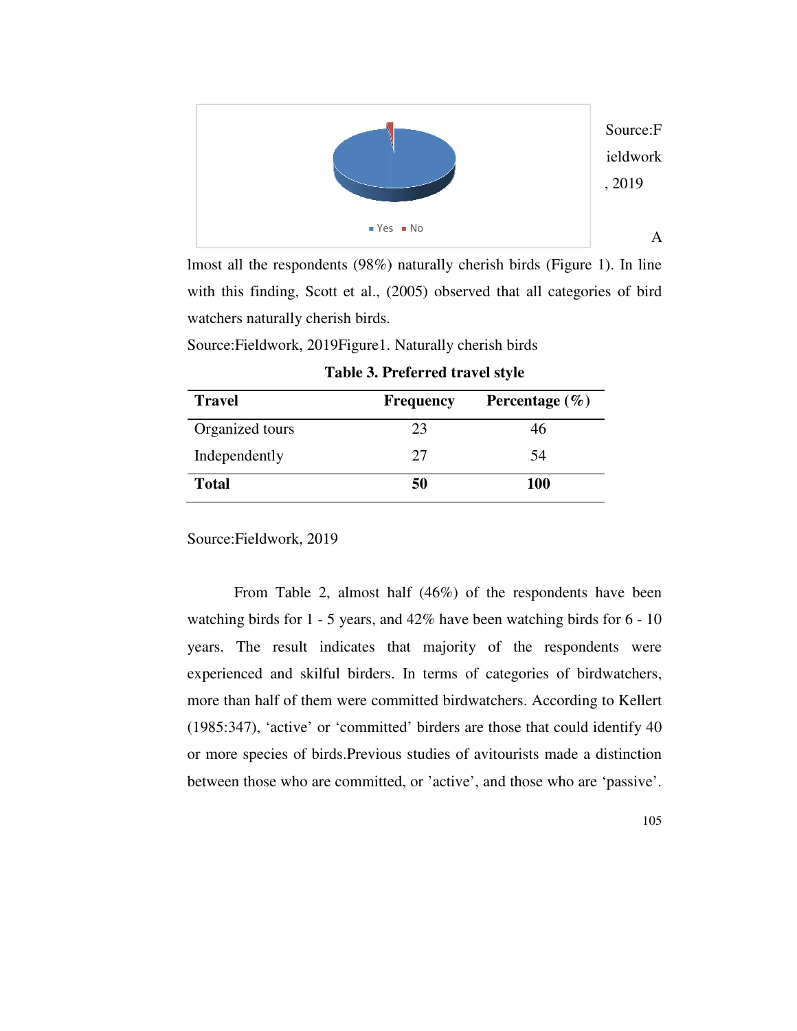Yes No

Source:Fieldwork, 2019

Almost all the respondents (98%) naturally cherish birds (Figure 1). In line with this finding, Scott et al., (2005) observed that all categories of bird watchers naturally cherish birds.

Source:Fieldwork, 2019Figure1. Naturally cherish birds

**Table 3. Preferred travel style**

| Travel | Frequency | Percentage (%) |
|---|---|---|
| Organized tours | 23 | 46 |
| Independently | 27 | 54 |
| **Total** | **50** | **100** |

Source:Fieldwork, 2019

From Table 2, almost half (46%) of the respondents have been watching birds for 1 - 5 years, and 42% have been watching birds for 6 - 10 years. The result indicates that majority of the respondents were experienced and skilful birders. In terms of categories of birdwatchers, more than half of them were committed birdwatchers. According to Kellert (1985:347), 'active' or 'committed' birders are those that could identify 40 or more species of birds.Previous studies of avitourists made a distinction between those who are committed, or 'active', and those who are 'passive'.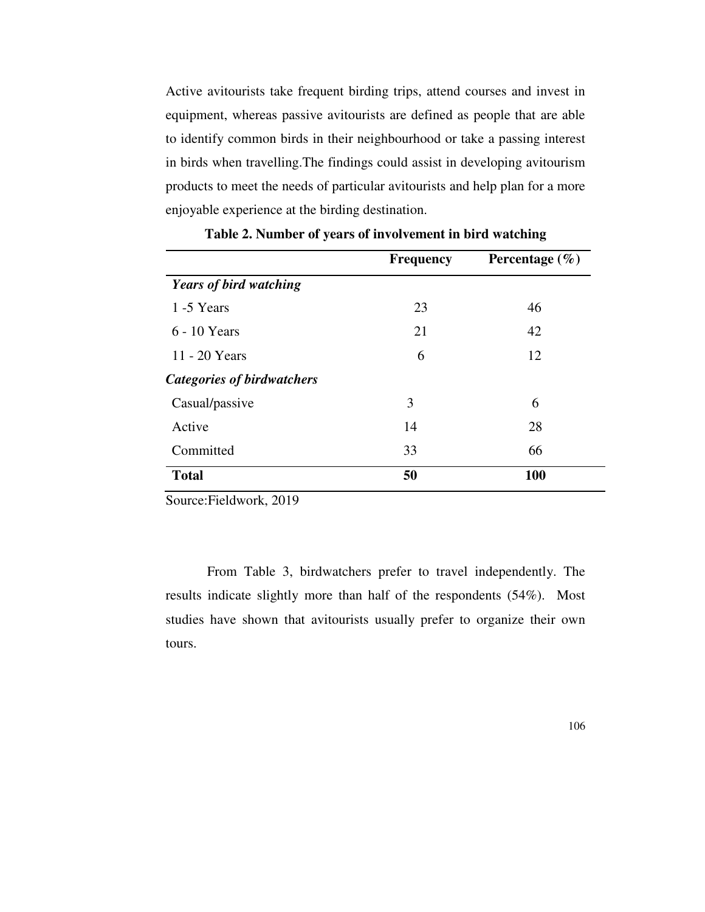Active avitourists take frequent birding trips, attend courses and invest in equipment, whereas passive avitourists are defined as people that are able to identify common birds in their neighbourhood or take a passing interest in birds when travelling.The findings could assist in developing avitourism products to meet the needs of particular avitourists and help plan for a more enjoyable experience at the birding destination.

**Table 2. Number of years of involvement in bird watching**

| | Frequency | Percentage (%) |
|---|---|---|
| ***Years of bird watching*** | | |
| 1 -5 Years | 23 | 46 |
| 6 - 10 Years | 21 | 42 |
| 11 - 20 Years | 6 | 12 |
| ***Categories of birdwatchers*** | | |
| Casual/passive | 3 | 6 |
| Active | 14 | 28 |
| Committed | 33 | 66 |
| **Total** | **50** | **100** |

Source:Fieldwork, 2019

From Table 3, birdwatchers prefer to travel independently. The results indicate slightly more than half of the respondents (54%). Most studies have shown that avitourists usually prefer to organize their own tours.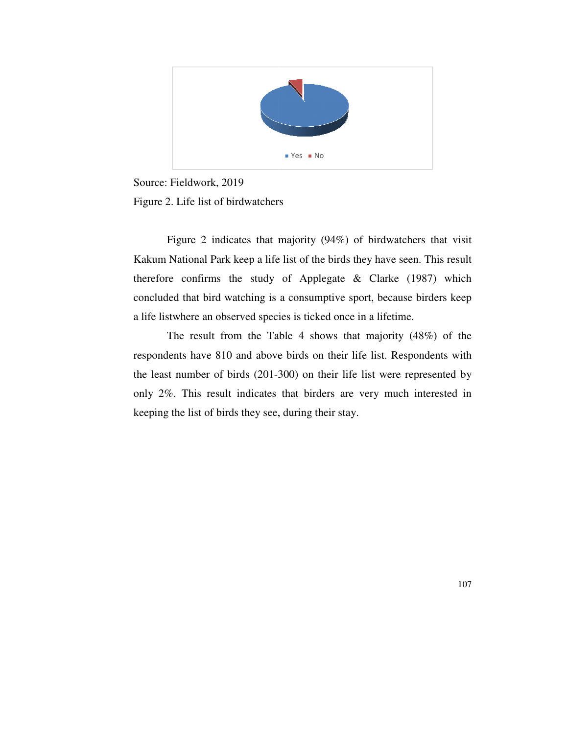Source: Fieldwork, 2019

Figure 2. Life list of birdwatchers

Figure 2 indicates that majority (94%) of birdwatchers that visit Kakum National Park keep a life list of the birds they have seen. This result therefore confirms the study of Applegate & Clarke (1987) which concluded that bird watching is a consumptive sport, because birders keep a life listwhere an observed species is ticked once in a lifetime.

The result from the Table 4 shows that majority (48%) of the respondents have 810 and above birds on their life list. Respondents with the least number of birds (201-300) on their life list were represented by only 2%. This result indicates that birders are very much interested in keeping the list of birds they see, during their stay.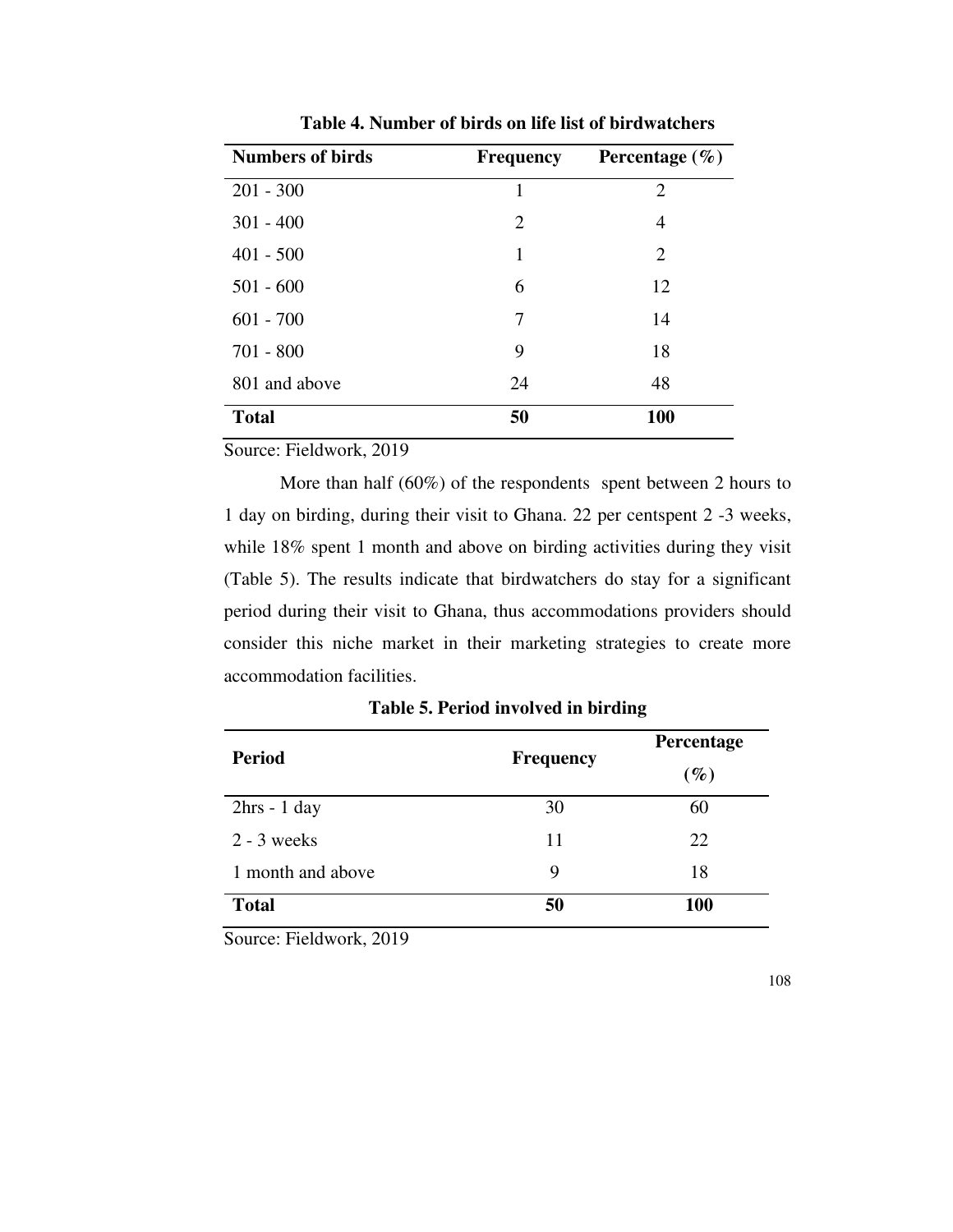**Table 4. Number of birds on life list of birdwatchers**

| Numbers of birds | Frequency | Percentage (%) |
|---|---|---|
| 201 - 300 | 1 | 2 |
| 301 - 400 | 2 | 4 |
| 401 - 500 | 1 | 2 |
| 501 - 600 | 6 | 12 |
| 601 - 700 | 7 | 14 |
| 701 - 800 | 9 | 18 |
| 801 and above | 24 | 48 |
| **Total** | **50** | **100** |

Source: Fieldwork, 2019

More than half (60%) of the respondents spent between 2 hours to 1 day on birding, during their visit to Ghana. 22 per centspent 2 -3 weeks, while 18% spent 1 month and above on birding activities during they visit (Table 5). The results indicate that birdwatchers do stay for a significant period during their visit to Ghana, thus accommodations providers should consider this niche market in their marketing strategies to create more accommodation facilities.

**Table 5. Period involved in birding**

| Period | Frequency | Percentage (%) |
|---|---|---|
| 2hrs - 1 day | 30 | 60 |
| 2 - 3 weeks | 11 | 22 |
| 1 month and above | 9 | 18 |
| **Total** | **50** | **100** |

Source: Fieldwork, 2019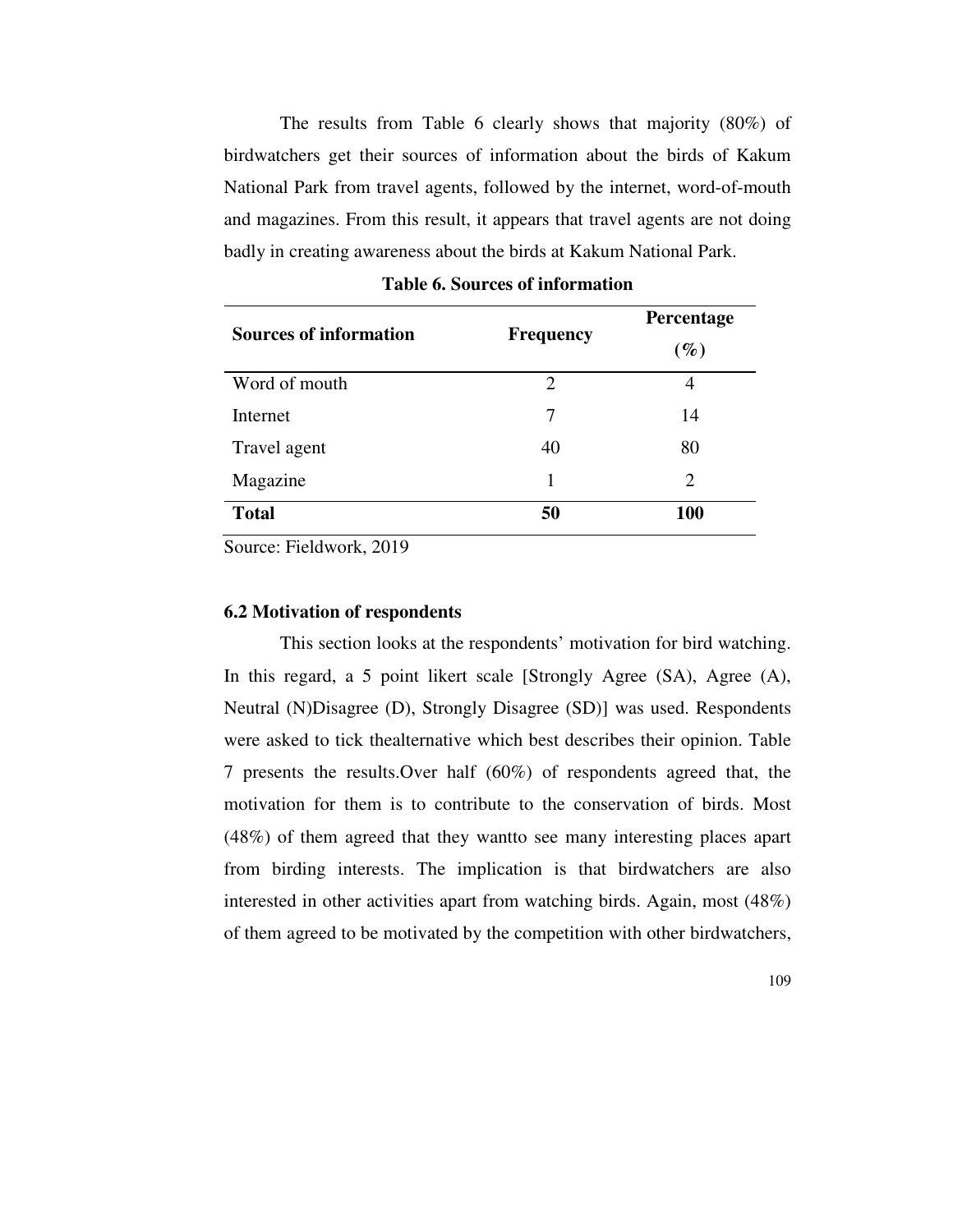The results from Table 6 clearly shows that majority (80%) of birdwatchers get their sources of information about the birds of Kakum National Park from travel agents, followed by the internet, word-of-mouth and magazines. From this result, it appears that travel agents are not doing badly in creating awareness about the birds at Kakum National Park.

**Table 6. Sources of information**

| Sources of information | Frequency | Percentage (%) |
|---|---|---|
| Word of mouth | 2 | 4 |
| Internet | 7 | 14 |
| Travel agent | 40 | 80 |
| Magazine | 1 | 2 |
| **Total** | **50** | **100** |

Source: Fieldwork, 2019

### 6.2 Motivation of respondents

This section looks at the respondents' motivation for bird watching. In this regard, a 5 point likert scale [Strongly Agree (SA), Agree (A), Neutral (N)Disagree (D), Strongly Disagree (SD)] was used. Respondents were asked to tick thealternative which best describes their opinion. Table 7 presents the results.Over half (60%) of respondents agreed that, the motivation for them is to contribute to the conservation of birds. Most (48%) of them agreed that they wantto see many interesting places apart from birding interests. The implication is that birdwatchers are also interested in other activities apart from watching birds. Again, most (48%) of them agreed to be motivated by the competition with other birdwatchers,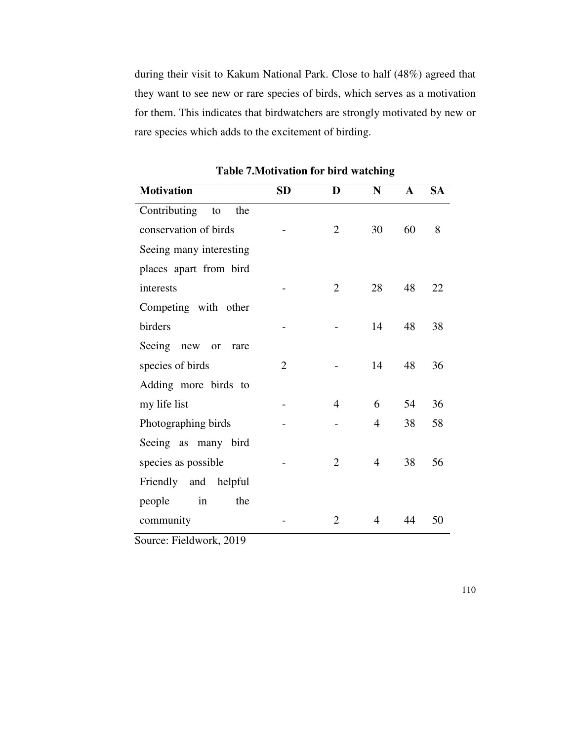during their visit to Kakum National Park. Close to half (48%) agreed that they want to see new or rare species of birds, which serves as a motivation for them. This indicates that birdwatchers are strongly motivated by new or rare species which adds to the excitement of birding.

**Table 7.Motivation for bird watching**

| Motivation | SD | D | N | A | SA |
|---|---|---|---|---|---|
| Contributing to the conservation of birds | - | 2 | 30 | 60 | 8 |
| Seeing many interesting places apart from bird interests | - | 2 | 28 | 48 | 22 |
| Competing with other birders | - | - | 14 | 48 | 38 |
| Seeing new or rare species of birds | 2 | - | 14 | 48 | 36 |
| Adding more birds to my life list | - | 4 | 6 | 54 | 36 |
| Photographing birds | - | - | 4 | 38 | 58 |
| Seeing as many bird species as possible | - | 2 | 4 | 38 | 56 |
| Friendly and helpful people in the community | - | 2 | 4 | 44 | 50 |

Source: Fieldwork, 2019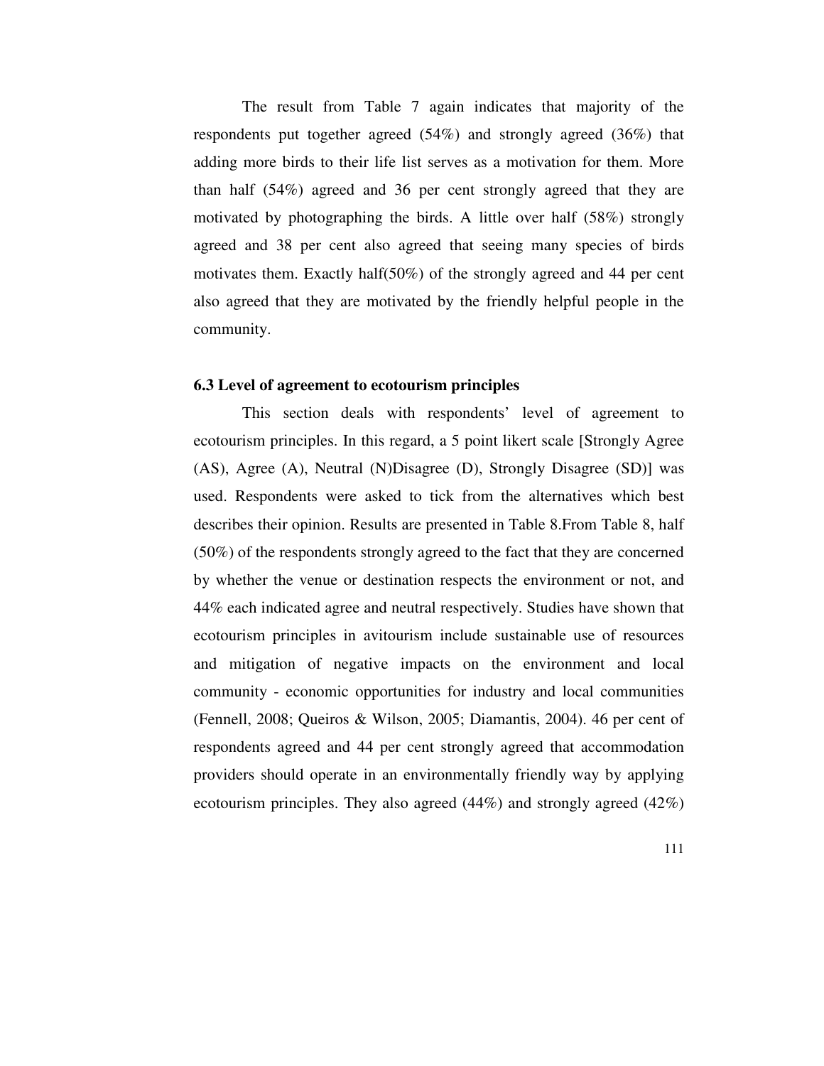The result from Table 7 again indicates that majority of the respondents put together agreed (54%) and strongly agreed (36%) that adding more birds to their life list serves as a motivation for them. More than half (54%) agreed and 36 per cent strongly agreed that they are motivated by photographing the birds. A little over half (58%) strongly agreed and 38 per cent also agreed that seeing many species of birds motivates them. Exactly half(50%) of the strongly agreed and 44 per cent also agreed that they are motivated by the friendly helpful people in the community.

### 6.3 Level of agreement to ecotourism principles

This section deals with respondents' level of agreement to ecotourism principles. In this regard, a 5 point likert scale [Strongly Agree (AS), Agree (A), Neutral (N)Disagree (D), Strongly Disagree (SD)] was used. Respondents were asked to tick from the alternatives which best describes their opinion. Results are presented in Table 8.From Table 8, half (50%) of the respondents strongly agreed to the fact that they are concerned by whether the venue or destination respects the environment or not, and 44% each indicated agree and neutral respectively. Studies have shown that ecotourism principles in avitourism include sustainable use of resources and mitigation of negative impacts on the environment and local community - economic opportunities for industry and local communities (Fennell, 2008; Queiros & Wilson, 2005; Diamantis, 2004). 46 per cent of respondents agreed and 44 per cent strongly agreed that accommodation providers should operate in an environmentally friendly way by applying ecotourism principles. They also agreed (44%) and strongly agreed (42%)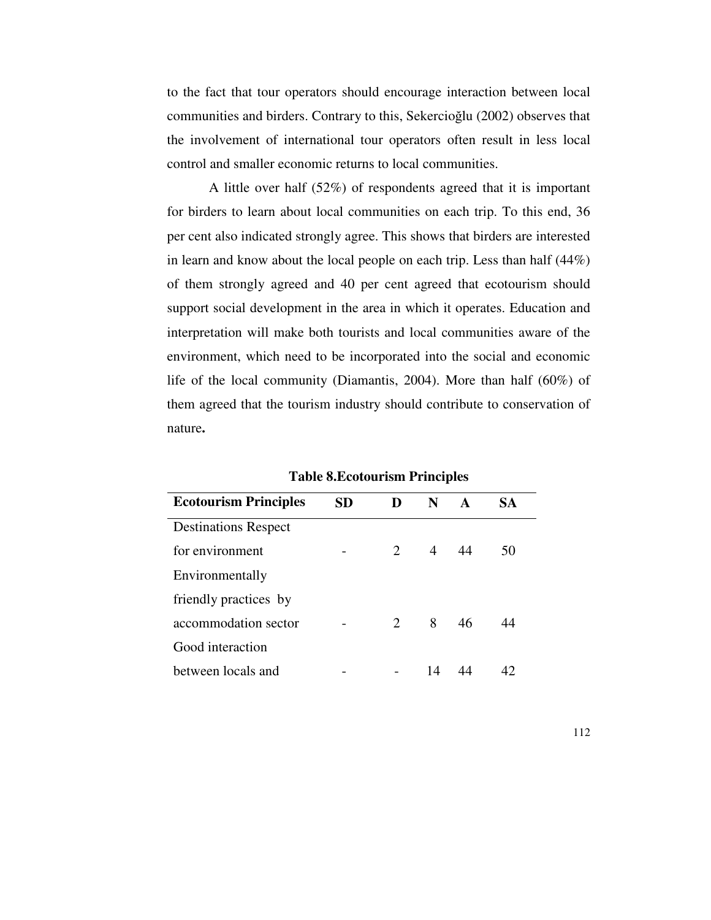to the fact that tour operators should encourage interaction between local communities and birders. Contrary to this, Sekercioğlu (2002) observes that the involvement of international tour operators often result in less local control and smaller economic returns to local communities.

A little over half (52%) of respondents agreed that it is important for birders to learn about local communities on each trip. To this end, 36 per cent also indicated strongly agree. This shows that birders are interested in learn and know about the local people on each trip. Less than half (44%) of them strongly agreed and 40 per cent agreed that ecotourism should support social development in the area in which it operates. Education and interpretation will make both tourists and local communities aware of the environment, which need to be incorporated into the social and economic life of the local community (Diamantis, 2004). More than half (60%) of them agreed that the tourism industry should contribute to conservation of nature**.**

**Table 8.Ecotourism Principles**

| Ecotourism Principles | SD | D | N | A | SA |
|---|---|---|---|---|---|
| Destinations Respect for environment | - | 2 | 4 | 44 | 50 |
| Environmentally friendly practices by accommodation sector | - | 2 | 8 | 46 | 44 |
| Good interaction between locals and | - | - | 14 | 44 | 42 |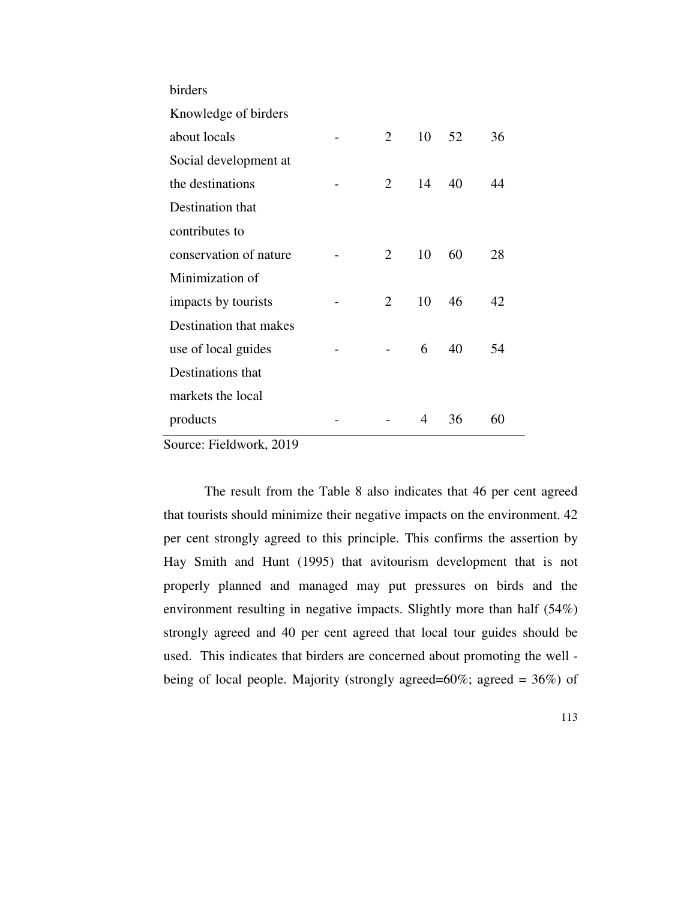| | | | | | |
|---|---|---|---|---|---|
| birders | | | | | |
| Knowledge of birders about locals | - | 2 | 10 | 52 | 36 |
| Social development at the destinations | - | 2 | 14 | 40 | 44 |
| Destination that contributes to conservation of nature | - | 2 | 10 | 60 | 28 |
| Minimization of impacts by tourists | - | 2 | 10 | 46 | 42 |
| Destination that makes use of local guides | - | - | 6 | 40 | 54 |
| Destinations that markets the local products | - | - | 4 | 36 | 60 |

Source: Fieldwork, 2019

The result from the Table 8 also indicates that 46 per cent agreed that tourists should minimize their negative impacts on the environment. 42 per cent strongly agreed to this principle. This confirms the assertion by Hay Smith and Hunt (1995) that avitourism development that is not properly planned and managed may put pressures on birds and the environment resulting in negative impacts. Slightly more than half (54%) strongly agreed and 40 per cent agreed that local tour guides should be used. This indicates that birders are concerned about promoting the well - being of local people. Majority (strongly agreed=60%; agreed = 36%) of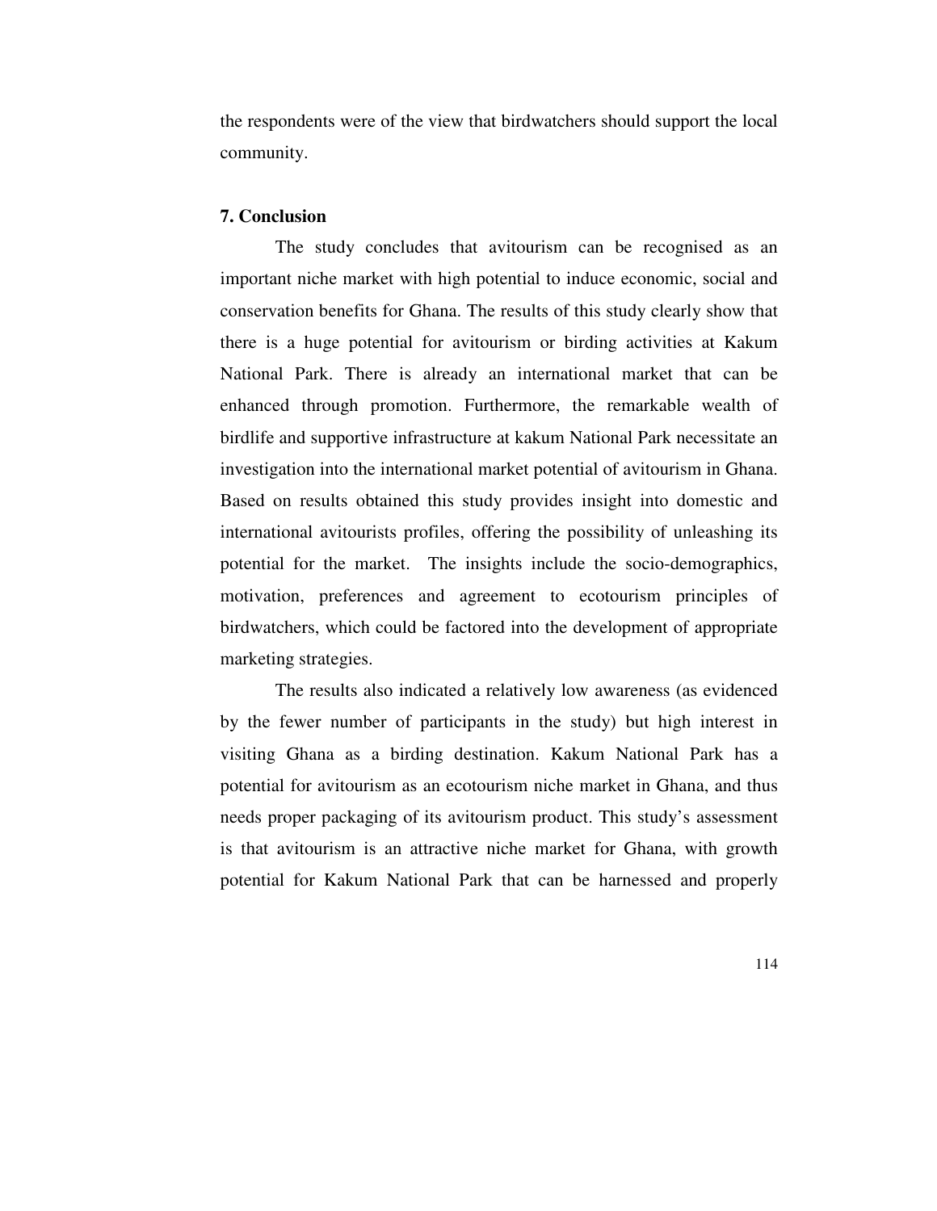the respondents were of the view that birdwatchers should support the local community.

**7. Conclusion**

The study concludes that avitourism can be recognised as an important niche market with high potential to induce economic, social and conservation benefits for Ghana. The results of this study clearly show that there is a huge potential for avitourism or birding activities at Kakum National Park. There is already an international market that can be enhanced through promotion. Furthermore, the remarkable wealth of birdlife and supportive infrastructure at kakum National Park necessitate an investigation into the international market potential of avitourism in Ghana. Based on results obtained this study provides insight into domestic and international avitourists profiles, offering the possibility of unleashing its potential for the market. The insights include the socio-demographics, motivation, preferences and agreement to ecotourism principles of birdwatchers, which could be factored into the development of appropriate marketing strategies.

The results also indicated a relatively low awareness (as evidenced by the fewer number of participants in the study) but high interest in visiting Ghana as a birding destination. Kakum National Park has a potential for avitourism as an ecotourism niche market in Ghana, and thus needs proper packaging of its avitourism product. This study's assessment is that avitourism is an attractive niche market for Ghana, with growth potential for Kakum National Park that can be harnessed and properly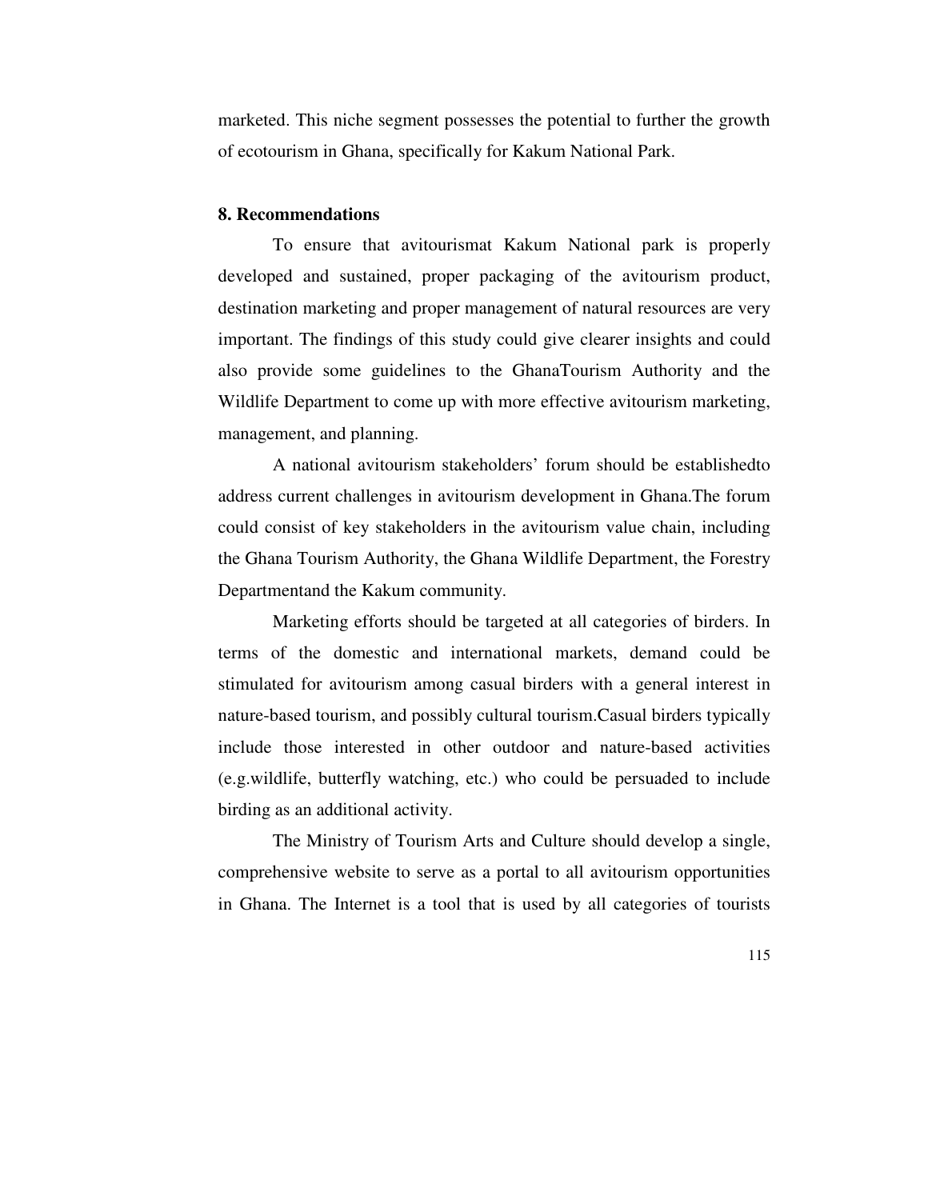marketed. This niche segment possesses the potential to further the growth of ecotourism in Ghana, specifically for Kakum National Park.

## 8. Recommendations

To ensure that avitourismat Kakum National park is properly developed and sustained, proper packaging of the avitourism product, destination marketing and proper management of natural resources are very important. The findings of this study could give clearer insights and could also provide some guidelines to the GhanaTourism Authority and the Wildlife Department to come up with more effective avitourism marketing, management, and planning.

A national avitourism stakeholders' forum should be establishedto address current challenges in avitourism development in Ghana.The forum could consist of key stakeholders in the avitourism value chain, including the Ghana Tourism Authority, the Ghana Wildlife Department, the Forestry Departmentand the Kakum community.

Marketing efforts should be targeted at all categories of birders. In terms of the domestic and international markets, demand could be stimulated for avitourism among casual birders with a general interest in nature-based tourism, and possibly cultural tourism.Casual birders typically include those interested in other outdoor and nature-based activities (e.g.wildlife, butterfly watching, etc.) who could be persuaded to include birding as an additional activity.

The Ministry of Tourism Arts and Culture should develop a single, comprehensive website to serve as a portal to all avitourism opportunities in Ghana. The Internet is a tool that is used by all categories of tourists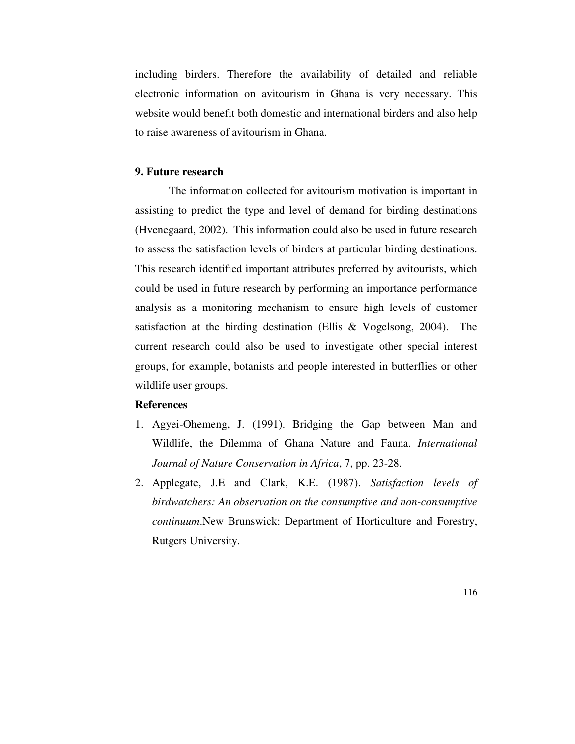including birders. Therefore the availability of detailed and reliable electronic information on avitourism in Ghana is very necessary. This website would benefit both domestic and international birders and also help to raise awareness of avitourism in Ghana.

## 9. Future research

The information collected for avitourism motivation is important in assisting to predict the type and level of demand for birding destinations (Hvenegaard, 2002). This information could also be used in future research to assess the satisfaction levels of birders at particular birding destinations. This research identified important attributes preferred by avitourists, which could be used in future research by performing an importance performance analysis as a monitoring mechanism to ensure high levels of customer satisfaction at the birding destination (Ellis & Vogelsong, 2004). The current research could also be used to investigate other special interest groups, for example, botanists and people interested in butterflies or other wildlife user groups.

## References

1. Agyei-Ohemeng, J. (1991). Bridging the Gap between Man and Wildlife, the Dilemma of Ghana Nature and Fauna. *International Journal of Nature Conservation in Africa*, 7, pp. 23-28.
2. Applegate, J.E and Clark, K.E. (1987). *Satisfaction levels of birdwatchers: An observation on the consumptive and non-consumptive continuum*.New Brunswick: Department of Horticulture and Forestry, Rutgers University.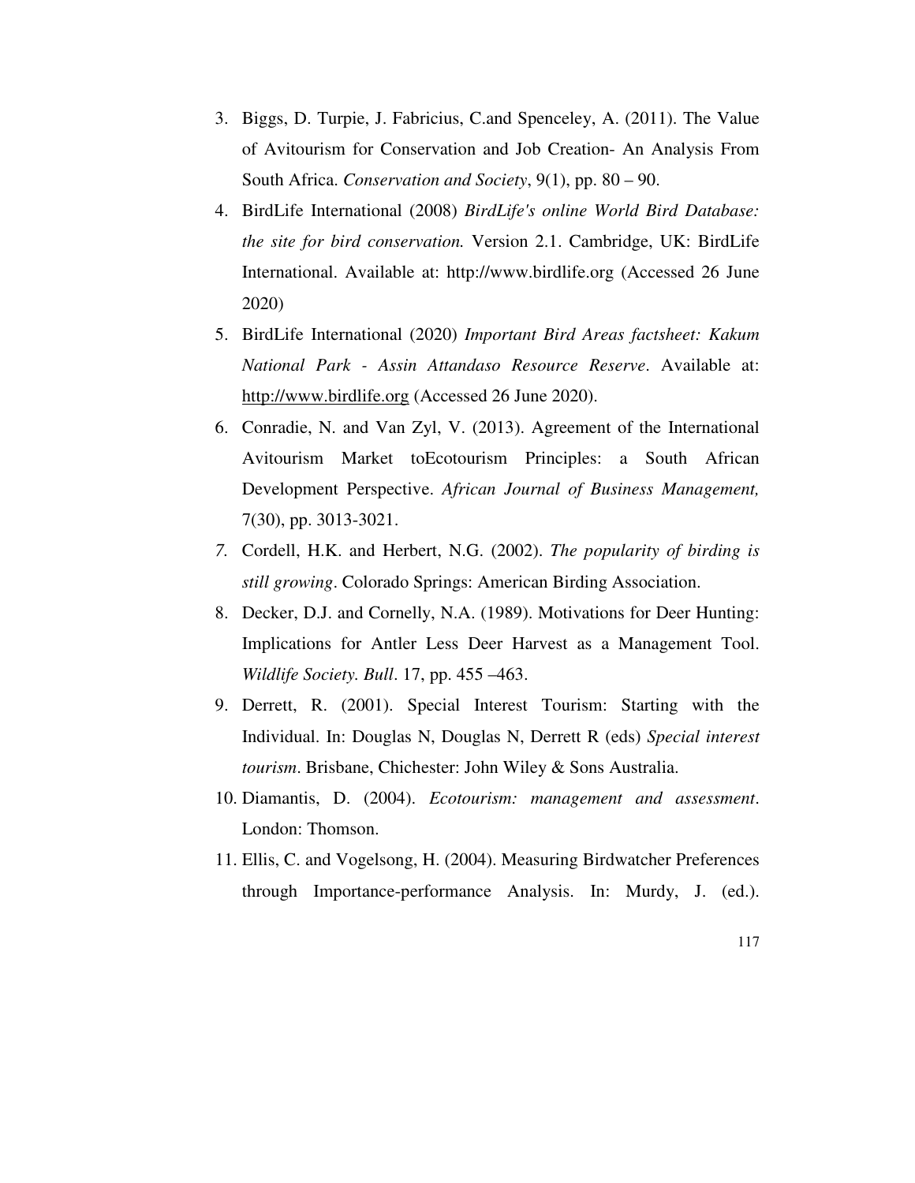3. Biggs, D. Turpie, J. Fabricius, C.and Spenceley, A. (2011). The Value of Avitourism for Conservation and Job Creation- An Analysis From South Africa. *Conservation and Society*, 9(1), pp. 80 – 90.
4. BirdLife International (2008) *BirdLife's online World Bird Database: the site for bird conservation.* Version 2.1. Cambridge, UK: BirdLife International. Available at: http://www.birdlife.org (Accessed 26 June 2020)
5. BirdLife International (2020) *Important Bird Areas factsheet: Kakum National Park - Assin Attandaso Resource Reserve*. Available at: http://www.birdlife.org (Accessed 26 June 2020).
6. Conradie, N. and Van Zyl, V. (2013). Agreement of the International Avitourism Market toEcotourism Principles: a South African Development Perspective. *African Journal of Business Management,* 7(30), pp. 3013-3021.
7. Cordell, H.K. and Herbert, N.G. (2002). *The popularity of birding is still growing*. Colorado Springs: American Birding Association.
8. Decker, D.J. and Cornelly, N.A. (1989). Motivations for Deer Hunting: Implications for Antler Less Deer Harvest as a Management Tool. *Wildlife Society. Bull*. 17, pp. 455 –463.
9. Derrett, R. (2001). Special Interest Tourism: Starting with the Individual. In: Douglas N, Douglas N, Derrett R (eds) *Special interest tourism*. Brisbane, Chichester: John Wiley & Sons Australia.
10. Diamantis, D. (2004). *Ecotourism: management and assessment*. London: Thomson.
11. Ellis, C. and Vogelsong, H. (2004). Measuring Birdwatcher Preferences through Importance-performance Analysis. In: Murdy, J. (ed.).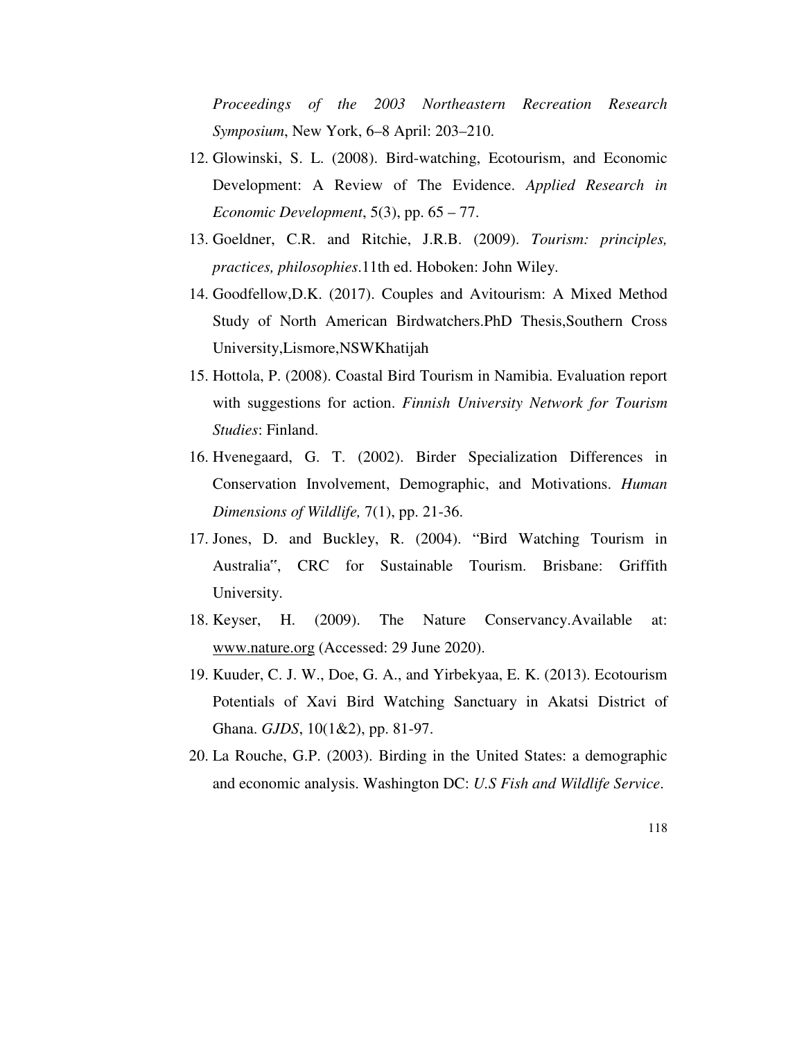*Proceedings of the 2003 Northeastern Recreation Research Symposium*, New York, 6–8 April: 203–210.

12. Glowinski, S. L. (2008). Bird-watching, Ecotourism, and Economic Development: A Review of The Evidence. *Applied Research in Economic Development*, 5(3), pp. 65 – 77.
13. Goeldner, C.R. and Ritchie, J.R.B. (2009). *Tourism: principles, practices, philosophies*.11th ed. Hoboken: John Wiley.
14. Goodfellow,D.K. (2017). Couples and Avitourism: A Mixed Method Study of North American Birdwatchers.PhD Thesis,Southern Cross University,Lismore,NSWKhatijah
15. Hottola, P. (2008). Coastal Bird Tourism in Namibia. Evaluation report with suggestions for action. *Finnish University Network for Tourism Studies*: Finland.
16. Hvenegaard, G. T. (2002). Birder Specialization Differences in Conservation Involvement, Demographic, and Motivations. *Human Dimensions of Wildlife,* 7(1), pp. 21-36.
17. Jones, D. and Buckley, R. (2004). "Bird Watching Tourism in Australia‶, CRC for Sustainable Tourism. Brisbane: Griffith University.
18. Keyser, H. (2009). The Nature Conservancy.Available at: www.nature.org (Accessed: 29 June 2020).
19. Kuuder, C. J. W., Doe, G. A., and Yirbekyaa, E. K. (2013). Ecotourism Potentials of Xavi Bird Watching Sanctuary in Akatsi District of Ghana. *GJDS*, 10(1&2), pp. 81-97.
20. La Rouche, G.P. (2003). Birding in the United States: a demographic and economic analysis. Washington DC: *U.S Fish and Wildlife Service*.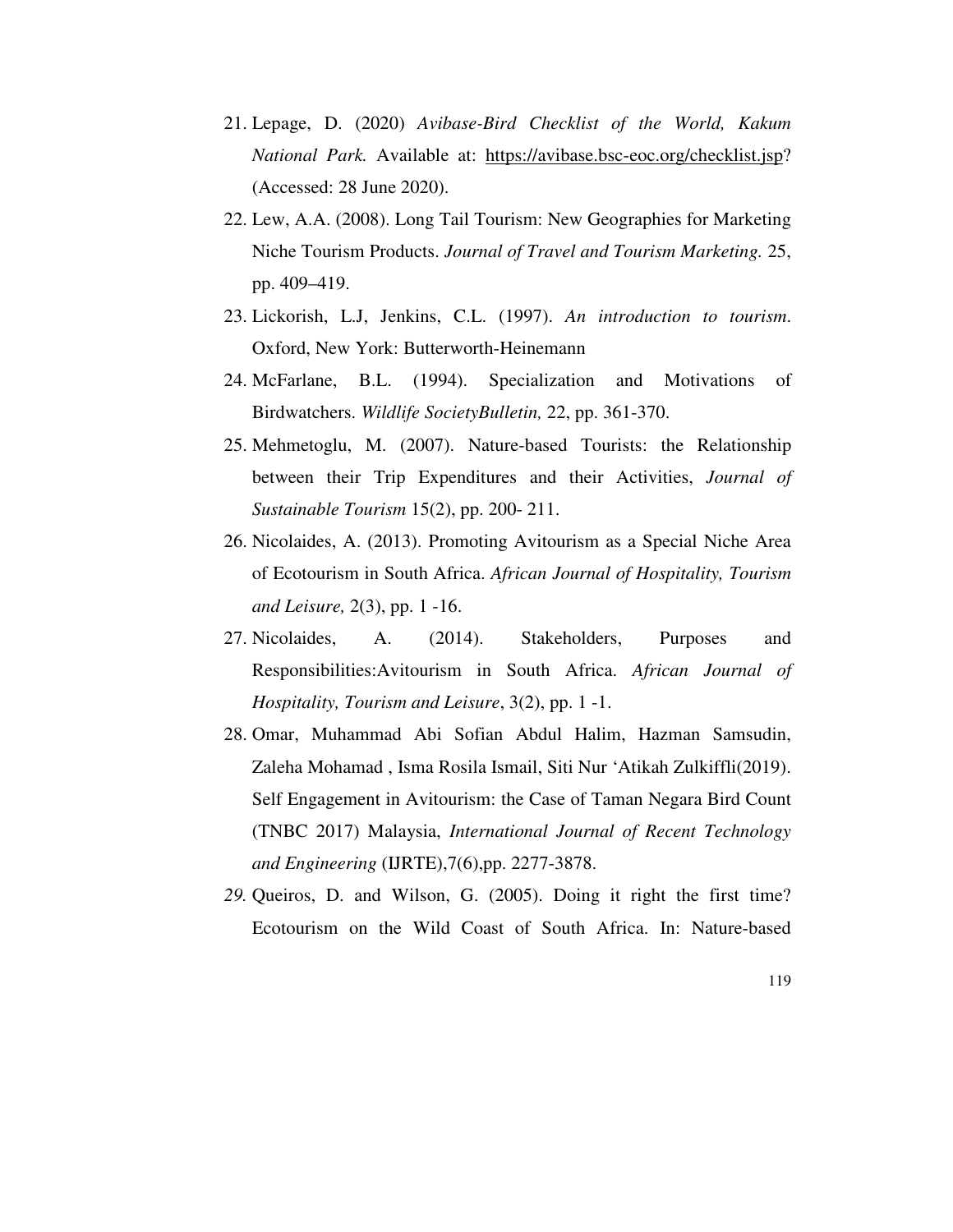21. Lepage, D. (2020) *Avibase-Bird Checklist of the World, Kakum National Park.* Available at: https://avibase.bsc-eoc.org/checklist.jsp? (Accessed: 28 June 2020).
22. Lew, A.A. (2008). Long Tail Tourism: New Geographies for Marketing Niche Tourism Products. *Journal of Travel and Tourism Marketing.* 25, pp. 409–419.
23. Lickorish, L.J, Jenkins, C.L. (1997). *An introduction to tourism*. Oxford, New York: Butterworth-Heinemann
24. McFarlane, B.L. (1994). Specialization and Motivations of Birdwatchers. *Wildlife SocietyBulletin,* 22, pp. 361-370.
25. Mehmetoglu, M. (2007). Nature-based Tourists: the Relationship between their Trip Expenditures and their Activities, *Journal of Sustainable Tourism* 15(2), pp. 200- 211.
26. Nicolaides, A. (2013). Promoting Avitourism as a Special Niche Area of Ecotourism in South Africa. *African Journal of Hospitality, Tourism and Leisure,* 2(3), pp. 1 -16.
27. Nicolaides, A. (2014). Stakeholders, Purposes and Responsibilities:Avitourism in South Africa. *African Journal of Hospitality, Tourism and Leisure*, 3(2), pp. 1 -1.
28. Omar, Muhammad Abi Sofian Abdul Halim, Hazman Samsudin, Zaleha Mohamad , Isma Rosila Ismail, Siti Nur 'Atikah Zulkiffli(2019). Self Engagement in Avitourism: the Case of Taman Negara Bird Count (TNBC 2017) Malaysia, *International Journal of Recent Technology and Engineering* (IJRTE),7(6),pp. 2277-3878.
29. Queiros, D. and Wilson, G. (2005). Doing it right the first time? Ecotourism on the Wild Coast of South Africa. In: Nature-based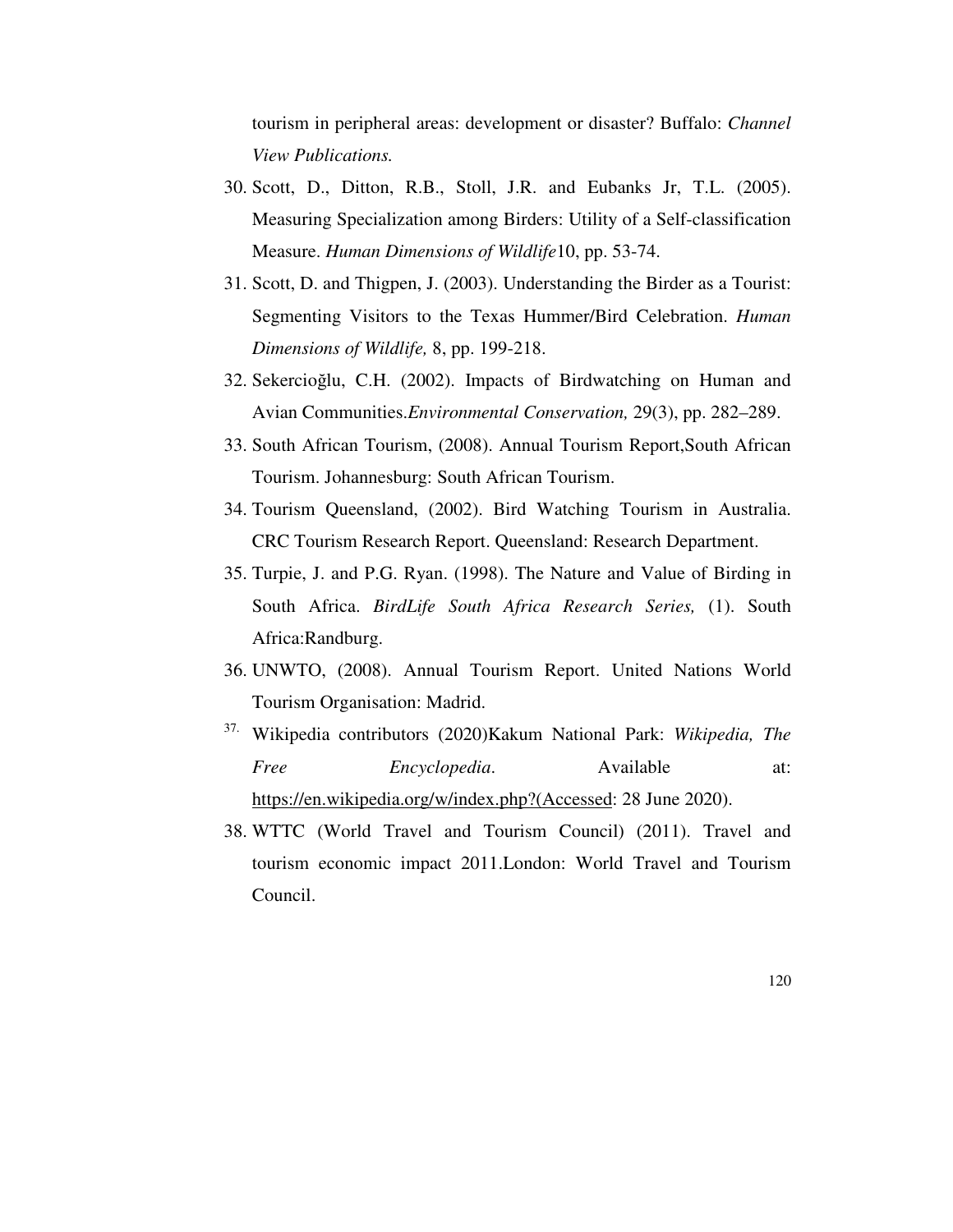tourism in peripheral areas: development or disaster? Buffalo: *Channel View Publications.*

30. Scott, D., Ditton, R.B., Stoll, J.R. and Eubanks Jr, T.L. (2005). Measuring Specialization among Birders: Utility of a Self-classification Measure. *Human Dimensions of Wildlife*10, pp. 53-74.
31. Scott, D. and Thigpen, J. (2003). Understanding the Birder as a Tourist: Segmenting Visitors to the Texas Hummer/Bird Celebration. *Human Dimensions of Wildlife,* 8, pp. 199-218.
32. Sekercioğlu, C.H. (2002). Impacts of Birdwatching on Human and Avian Communities.*Environmental Conservation,* 29(3), pp. 282–289.
33. South African Tourism, (2008). Annual Tourism Report,South African Tourism. Johannesburg: South African Tourism.
34. Tourism Queensland, (2002). Bird Watching Tourism in Australia. CRC Tourism Research Report. Queensland: Research Department.
35. Turpie, J. and P.G. Ryan. (1998). The Nature and Value of Birding in South Africa. *BirdLife South Africa Research Series,* (1). South Africa:Randburg.
36. UNWTO, (2008). Annual Tourism Report. United Nations World Tourism Organisation: Madrid.
37. Wikipedia contributors (2020)Kakum National Park: *Wikipedia, The Free Encyclopedia*. Available at: https://en.wikipedia.org/w/index.php?(Accessed: 28 June 2020).
38. WTTC (World Travel and Tourism Council) (2011). Travel and tourism economic impact 2011.London: World Travel and Tourism Council.